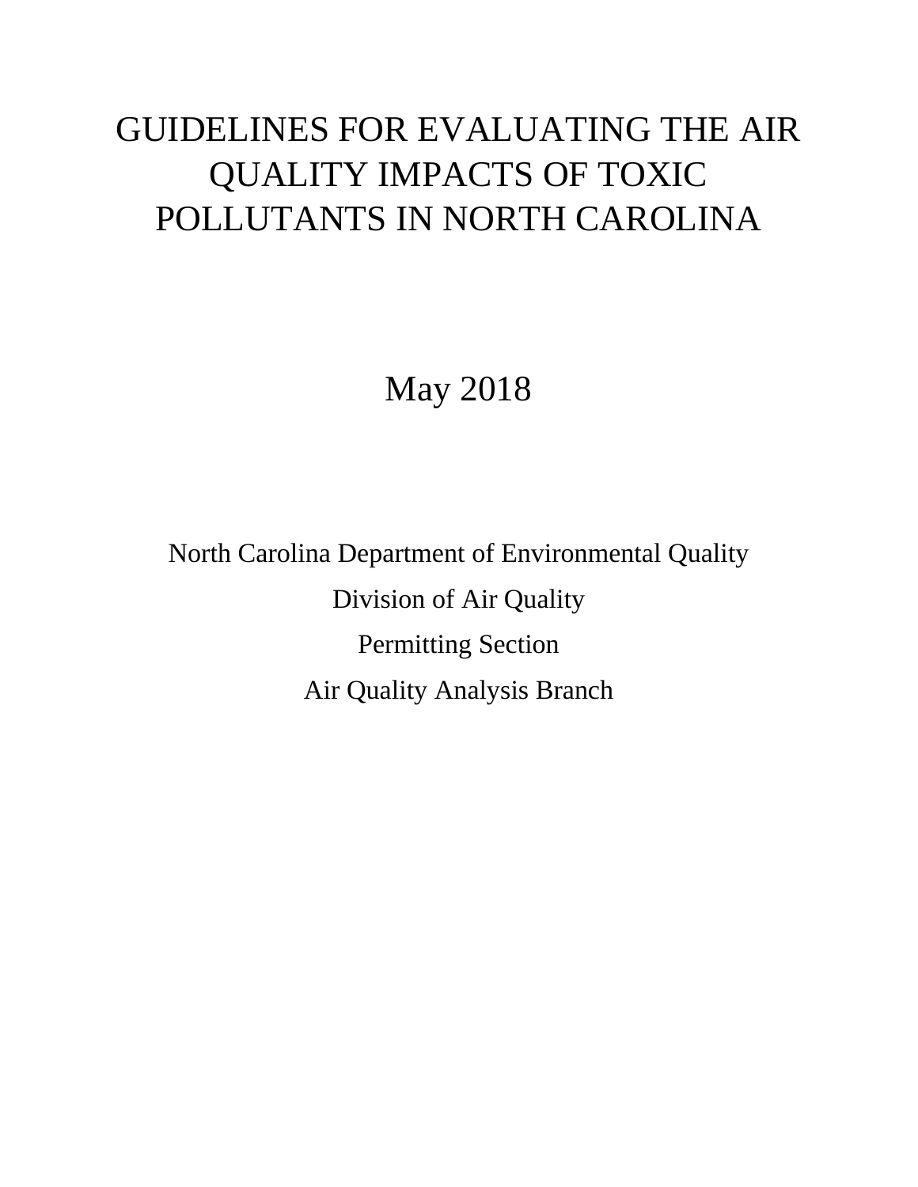# GUIDELINES FOR EVALUATING THE AIR QUALITY IMPACTS OF TOXIC POLLUTANTS IN NORTH CAROLINA

May 2018

North Carolina Department of Environmental Quality

Division of Air Quality

Permitting Section

Air Quality Analysis Branch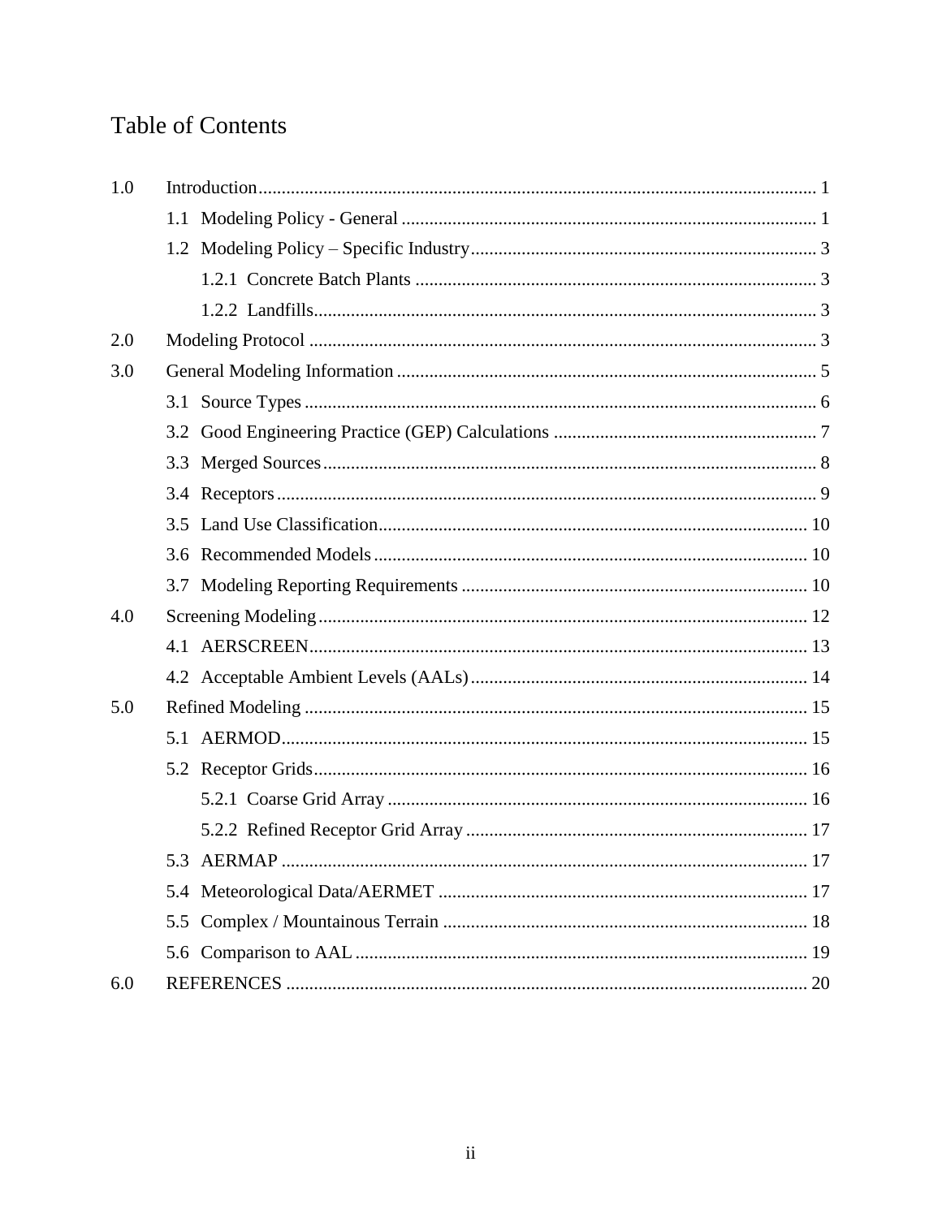# Table of Contents

1.0 Introduction ........................................................................................................ 1

- 1.1 Modeling Policy - General ......................................................................... 1
- 1.2 Modeling Policy – Specific Industry .......................................................... 3
  - 1.2.1 Concrete Batch Plants ...................................................................... 3
  - 1.2.2 Landfills ............................................................................................ 3

2.0 Modeling Protocol ............................................................................................ 3

3.0 General Modeling Information .......................................................................... 5

- 3.1 Source Types ............................................................................................. 6
- 3.2 Good Engineering Practice (GEP) Calculations ......................................... 7
- 3.3 Merged Sources .......................................................................................... 8
- 3.4 Receptors .................................................................................................... 9
- 3.5 Land Use Classification ............................................................................ 10
- 3.6 Recommended Models ............................................................................. 10
- 3.7 Modeling Reporting Requirements .......................................................... 10

4.0 Screening Modeling ......................................................................................... 12

- 4.1 AERSCREEN ........................................................................................... 13
- 4.2 Acceptable Ambient Levels (AALs) ......................................................... 14

5.0 Refined Modeling ............................................................................................ 15

- 5.1 AERMOD ................................................................................................. 15
- 5.2 Receptor Grids .......................................................................................... 16
  - 5.2.1 Coarse Grid Array .......................................................................... 16
  - 5.2.2 Refined Receptor Grid Array ......................................................... 17
- 5.3 AERMAP ................................................................................................. 17
- 5.4 Meteorological Data/AERMET ............................................................... 17
- 5.5 Complex / Mountainous Terrain .............................................................. 18
- 5.6 Comparison to AAL ................................................................................. 19

6.0 REFERENCES ................................................................................................ 20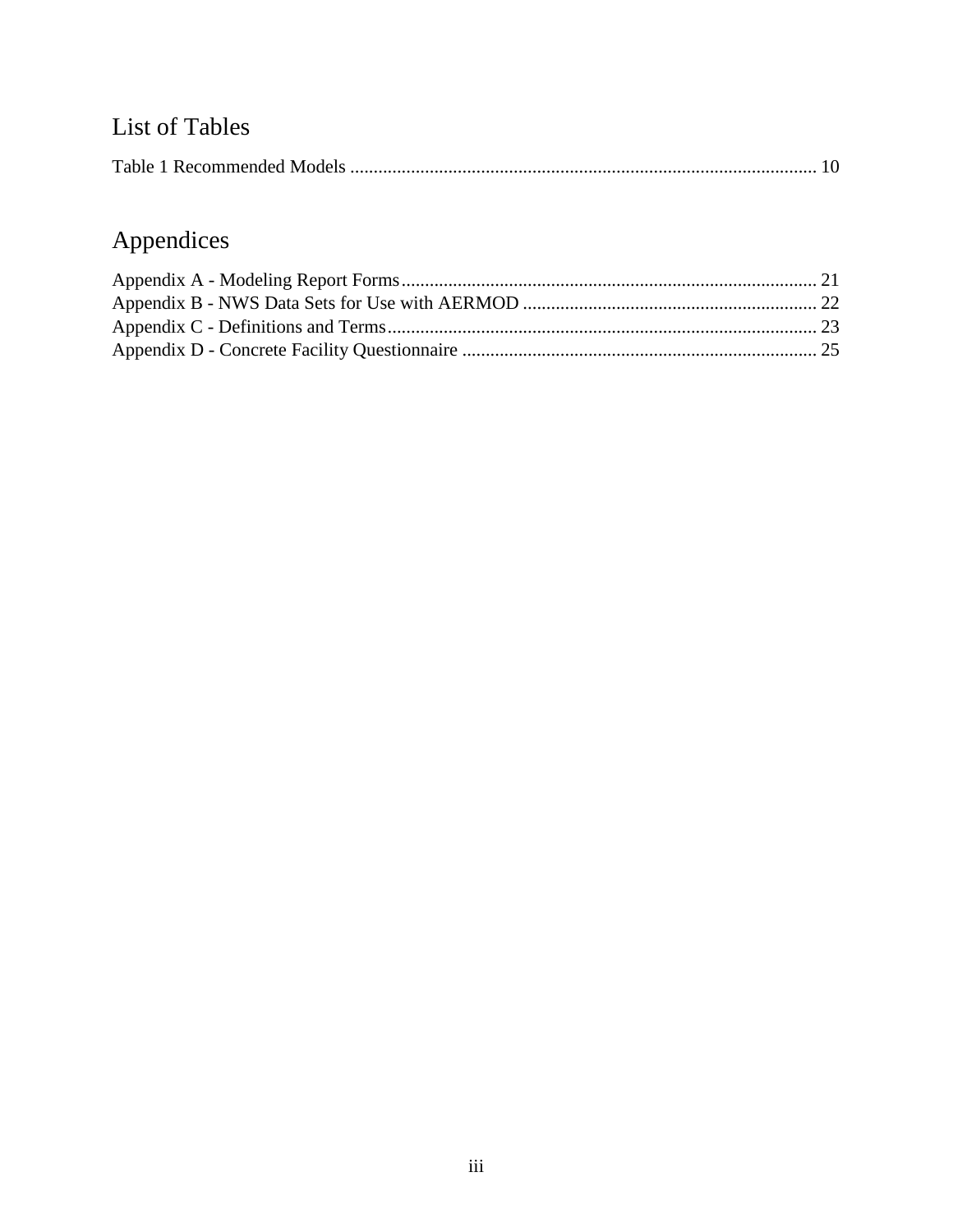# List of Tables

Table 1 Recommended Models .................................................................................................... 10

# Appendices

Appendix A - Modeling Report Forms......................................................................................... 21
Appendix B - NWS Data Sets for Use with AERMOD ............................................................... 22
Appendix C - Definitions and Terms............................................................................................ 23
Appendix D - Concrete Facility Questionnaire ............................................................................ 25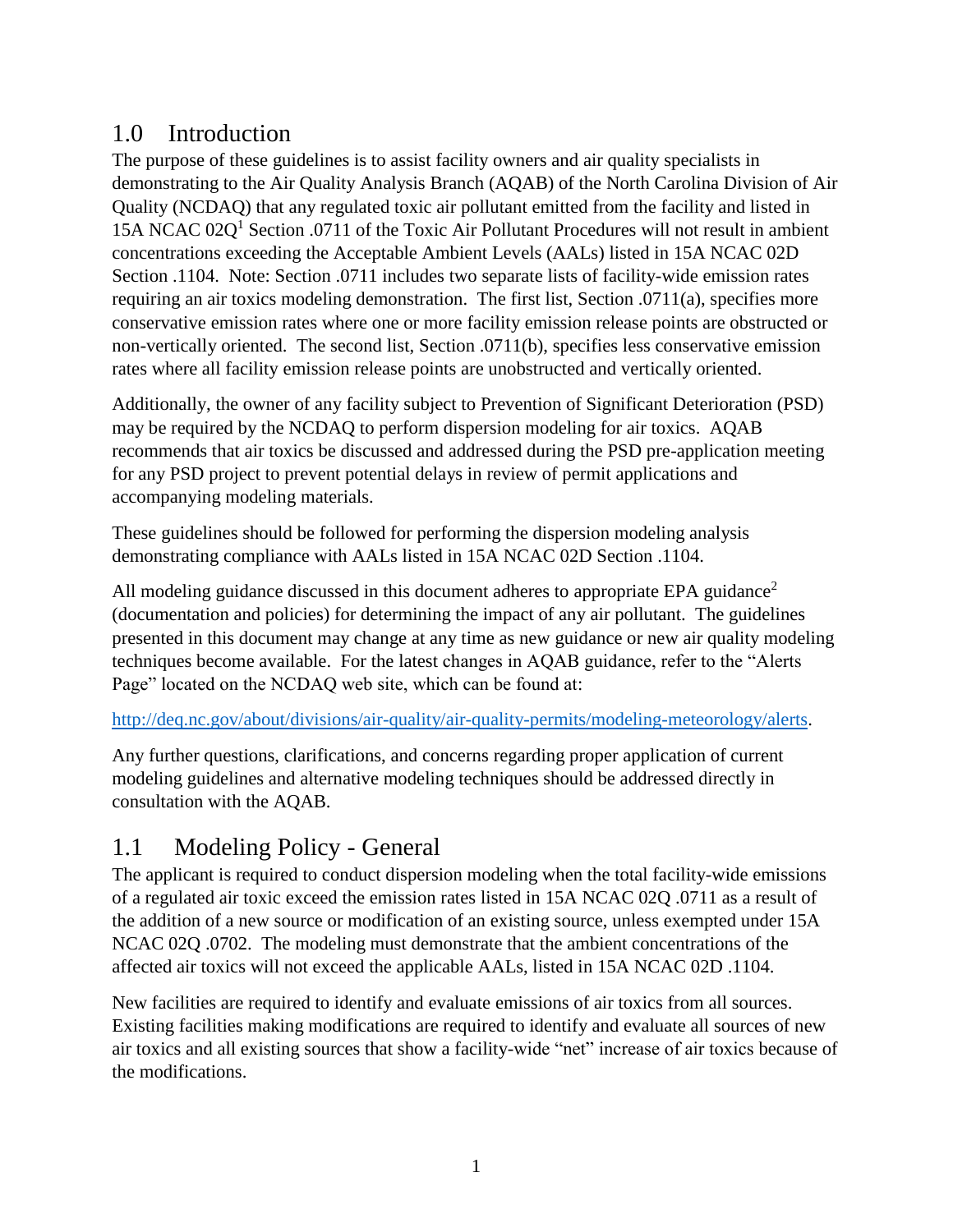# 1.0 Introduction

The purpose of these guidelines is to assist facility owners and air quality specialists in demonstrating to the Air Quality Analysis Branch (AQAB) of the North Carolina Division of Air Quality (NCDAQ) that any regulated toxic air pollutant emitted from the facility and listed in 15A NCAC 02Q[1] Section .0711 of the Toxic Air Pollutant Procedures will not result in ambient concentrations exceeding the Acceptable Ambient Levels (AALs) listed in 15A NCAC 02D Section .1104. Note: Section .0711 includes two separate lists of facility-wide emission rates requiring an air toxics modeling demonstration. The first list, Section .0711(a), specifies more conservative emission rates where one or more facility emission release points are obstructed or non-vertically oriented. The second list, Section .0711(b), specifies less conservative emission rates where all facility emission release points are unobstructed and vertically oriented.

Additionally, the owner of any facility subject to Prevention of Significant Deterioration (PSD) may be required by the NCDAQ to perform dispersion modeling for air toxics. AQAB recommends that air toxics be discussed and addressed during the PSD pre-application meeting for any PSD project to prevent potential delays in review of permit applications and accompanying modeling materials.

These guidelines should be followed for performing the dispersion modeling analysis demonstrating compliance with AALs listed in 15A NCAC 02D Section .1104.

All modeling guidance discussed in this document adheres to appropriate EPA guidance[2] (documentation and policies) for determining the impact of any air pollutant. The guidelines presented in this document may change at any time as new guidance or new air quality modeling techniques become available. For the latest changes in AQAB guidance, refer to the "Alerts Page" located on the NCDAQ web site, which can be found at:

http://deq.nc.gov/about/divisions/air-quality/air-quality-permits/modeling-meteorology/alerts.

Any further questions, clarifications, and concerns regarding proper application of current modeling guidelines and alternative modeling techniques should be addressed directly in consultation with the AQAB.

## 1.1 Modeling Policy - General

The applicant is required to conduct dispersion modeling when the total facility-wide emissions of a regulated air toxic exceed the emission rates listed in 15A NCAC 02Q .0711 as a result of the addition of a new source or modification of an existing source, unless exempted under 15A NCAC 02Q .0702. The modeling must demonstrate that the ambient concentrations of the affected air toxics will not exceed the applicable AALs, listed in 15A NCAC 02D .1104.

New facilities are required to identify and evaluate emissions of air toxics from all sources. Existing facilities making modifications are required to identify and evaluate all sources of new air toxics and all existing sources that show a facility-wide "net" increase of air toxics because of the modifications.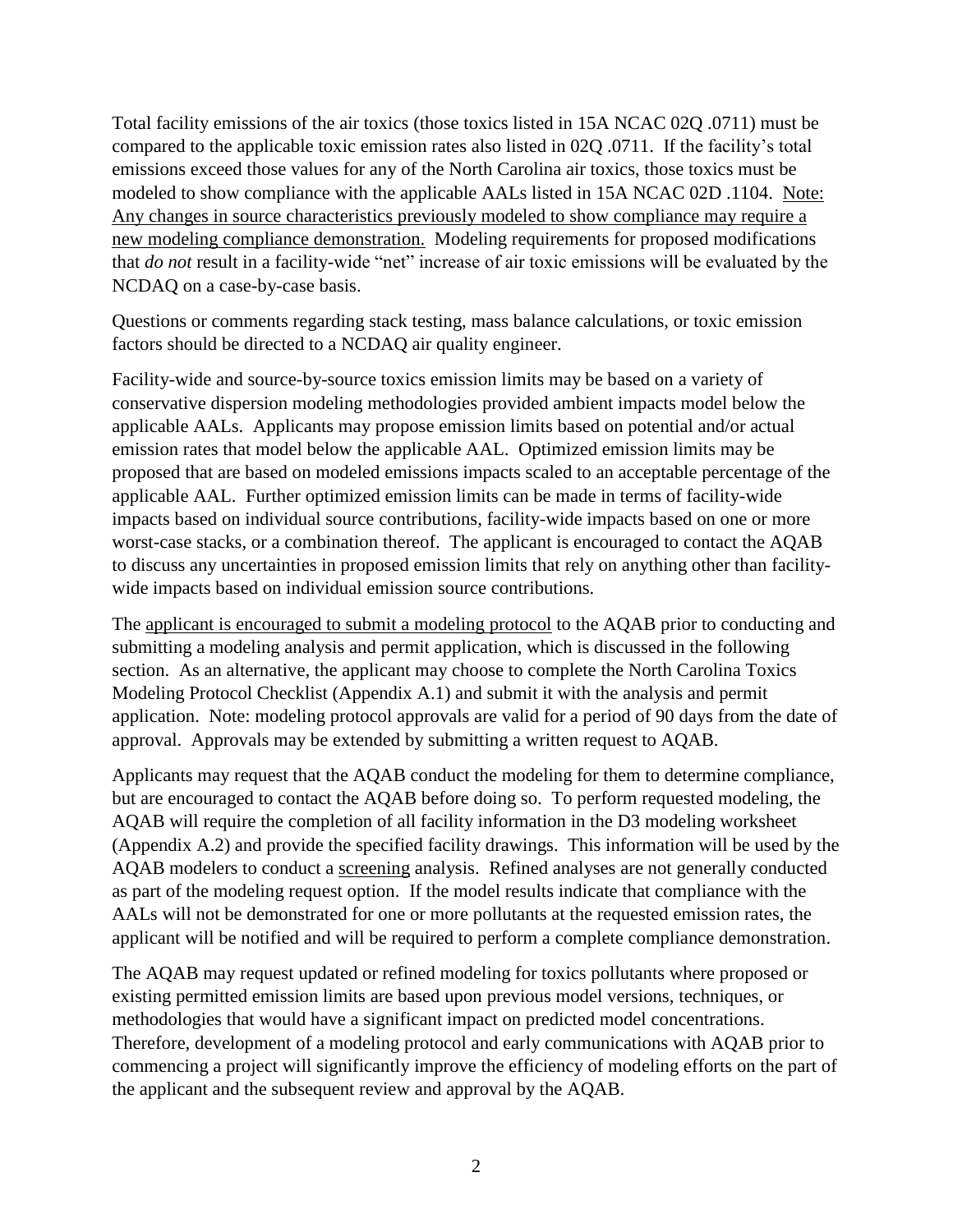Total facility emissions of the air toxics (those toxics listed in 15A NCAC 02Q .0711) must be compared to the applicable toxic emission rates also listed in 02Q .0711. If the facility's total emissions exceed those values for any of the North Carolina air toxics, those toxics must be modeled to show compliance with the applicable AALs listed in 15A NCAC 02D .1104. Note: Any changes in source characteristics previously modeled to show compliance may require a new modeling compliance demonstration. Modeling requirements for proposed modifications that *do not* result in a facility-wide "net" increase of air toxic emissions will be evaluated by the NCDAQ on a case-by-case basis.

Questions or comments regarding stack testing, mass balance calculations, or toxic emission factors should be directed to a NCDAQ air quality engineer.

Facility-wide and source-by-source toxics emission limits may be based on a variety of conservative dispersion modeling methodologies provided ambient impacts model below the applicable AALs. Applicants may propose emission limits based on potential and/or actual emission rates that model below the applicable AAL. Optimized emission limits may be proposed that are based on modeled emissions impacts scaled to an acceptable percentage of the applicable AAL. Further optimized emission limits can be made in terms of facility-wide impacts based on individual source contributions, facility-wide impacts based on one or more worst-case stacks, or a combination thereof. The applicant is encouraged to contact the AQAB to discuss any uncertainties in proposed emission limits that rely on anything other than facility-wide impacts based on individual emission source contributions.

The applicant is encouraged to submit a modeling protocol to the AQAB prior to conducting and submitting a modeling analysis and permit application, which is discussed in the following section. As an alternative, the applicant may choose to complete the North Carolina Toxics Modeling Protocol Checklist (Appendix A.1) and submit it with the analysis and permit application. Note: modeling protocol approvals are valid for a period of 90 days from the date of approval. Approvals may be extended by submitting a written request to AQAB.

Applicants may request that the AQAB conduct the modeling for them to determine compliance, but are encouraged to contact the AQAB before doing so. To perform requested modeling, the AQAB will require the completion of all facility information in the D3 modeling worksheet (Appendix A.2) and provide the specified facility drawings. This information will be used by the AQAB modelers to conduct a screening analysis. Refined analyses are not generally conducted as part of the modeling request option. If the model results indicate that compliance with the AALs will not be demonstrated for one or more pollutants at the requested emission rates, the applicant will be notified and will be required to perform a complete compliance demonstration.

The AQAB may request updated or refined modeling for toxics pollutants where proposed or existing permitted emission limits are based upon previous model versions, techniques, or methodologies that would have a significant impact on predicted model concentrations. Therefore, development of a modeling protocol and early communications with AQAB prior to commencing a project will significantly improve the efficiency of modeling efforts on the part of the applicant and the subsequent review and approval by the AQAB.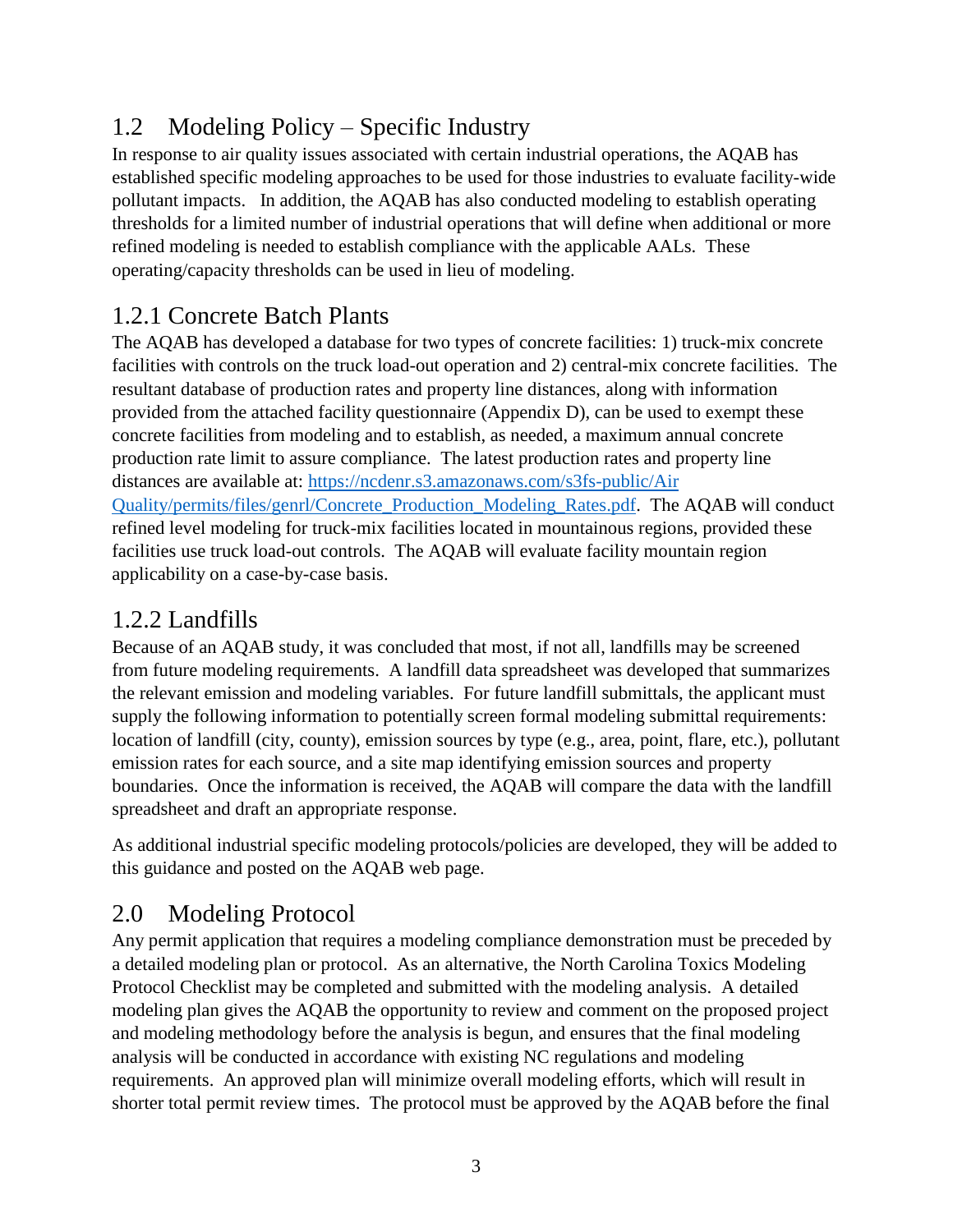## 1.2 Modeling Policy – Specific Industry

In response to air quality issues associated with certain industrial operations, the AQAB has established specific modeling approaches to be used for those industries to evaluate facility-wide pollutant impacts. In addition, the AQAB has also conducted modeling to establish operating thresholds for a limited number of industrial operations that will define when additional or more refined modeling is needed to establish compliance with the applicable AALs. These operating/capacity thresholds can be used in lieu of modeling.

### 1.2.1 Concrete Batch Plants

The AQAB has developed a database for two types of concrete facilities: 1) truck-mix concrete facilities with controls on the truck load-out operation and 2) central-mix concrete facilities. The resultant database of production rates and property line distances, along with information provided from the attached facility questionnaire (Appendix D), can be used to exempt these concrete facilities from modeling and to establish, as needed, a maximum annual concrete production rate limit to assure compliance. The latest production rates and property line distances are available at: [https://ncdenr.s3.amazonaws.com/s3fs-public/Air Quality/permits/files/genrl/Concrete_Production_Modeling_Rates.pdf](https://ncdenr.s3.amazonaws.com/s3fs-public/Air%20Quality/permits/files/genrl/Concrete_Production_Modeling_Rates.pdf). The AQAB will conduct refined level modeling for truck-mix facilities located in mountainous regions, provided these facilities use truck load-out controls. The AQAB will evaluate facility mountain region applicability on a case-by-case basis.

### 1.2.2 Landfills

Because of an AQAB study, it was concluded that most, if not all, landfills may be screened from future modeling requirements. A landfill data spreadsheet was developed that summarizes the relevant emission and modeling variables. For future landfill submittals, the applicant must supply the following information to potentially screen formal modeling submittal requirements: location of landfill (city, county), emission sources by type (e.g., area, point, flare, etc.), pollutant emission rates for each source, and a site map identifying emission sources and property boundaries. Once the information is received, the AQAB will compare the data with the landfill spreadsheet and draft an appropriate response.

As additional industrial specific modeling protocols/policies are developed, they will be added to this guidance and posted on the AQAB web page.

# 2.0 Modeling Protocol

Any permit application that requires a modeling compliance demonstration must be preceded by a detailed modeling plan or protocol. As an alternative, the North Carolina Toxics Modeling Protocol Checklist may be completed and submitted with the modeling analysis. A detailed modeling plan gives the AQAB the opportunity to review and comment on the proposed project and modeling methodology before the analysis is begun, and ensures that the final modeling analysis will be conducted in accordance with existing NC regulations and modeling requirements. An approved plan will minimize overall modeling efforts, which will result in shorter total permit review times. The protocol must be approved by the AQAB before the final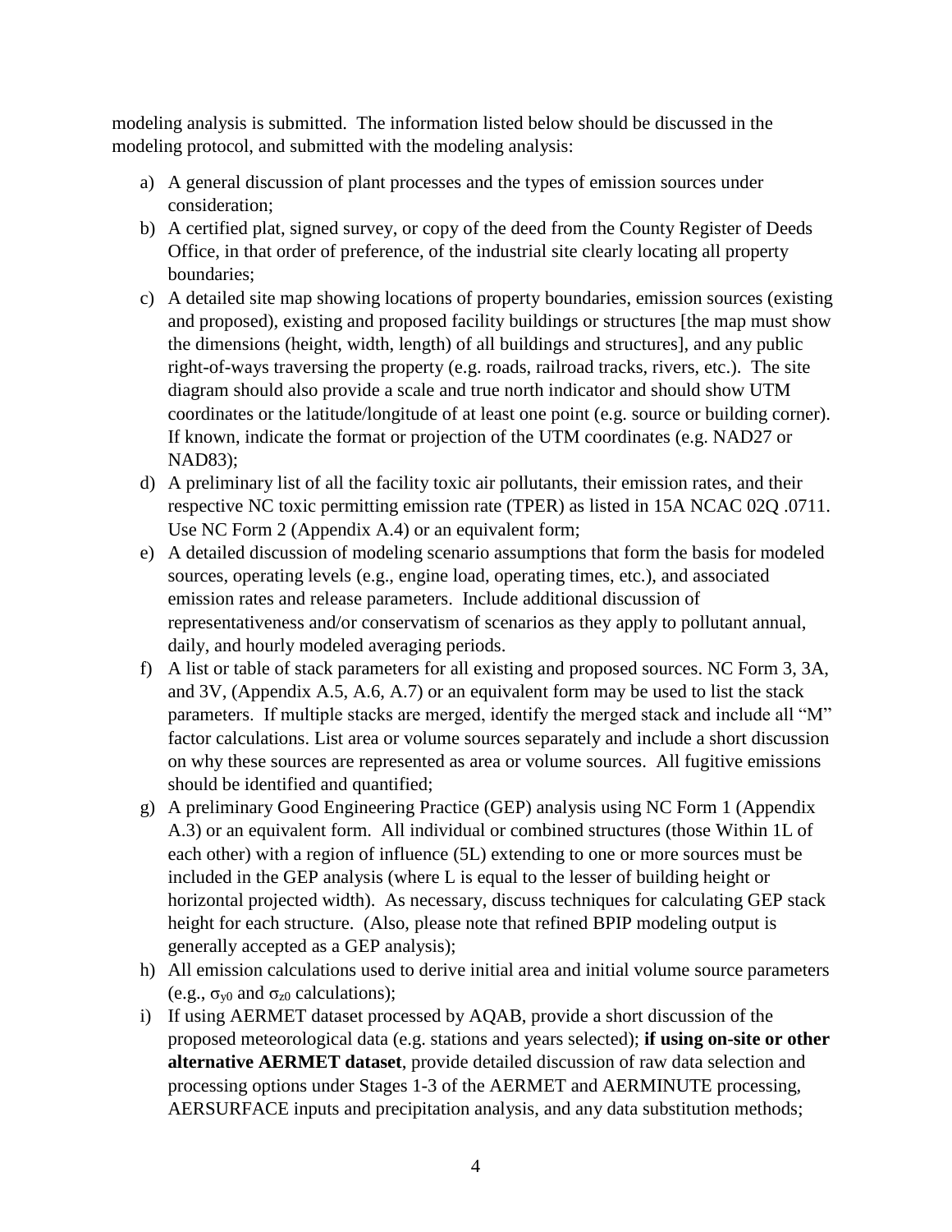modeling analysis is submitted. The information listed below should be discussed in the modeling protocol, and submitted with the modeling analysis:

a) A general discussion of plant processes and the types of emission sources under consideration;
b) A certified plat, signed survey, or copy of the deed from the County Register of Deeds Office, in that order of preference, of the industrial site clearly locating all property boundaries;
c) A detailed site map showing locations of property boundaries, emission sources (existing and proposed), existing and proposed facility buildings or structures [the map must show the dimensions (height, width, length) of all buildings and structures], and any public right-of-ways traversing the property (e.g. roads, railroad tracks, rivers, etc.). The site diagram should also provide a scale and true north indicator and should show UTM coordinates or the latitude/longitude of at least one point (e.g. source or building corner). If known, indicate the format or projection of the UTM coordinates (e.g. NAD27 or NAD83);
d) A preliminary list of all the facility toxic air pollutants, their emission rates, and their respective NC toxic permitting emission rate (TPER) as listed in 15A NCAC 02Q .0711. Use NC Form 2 (Appendix A.4) or an equivalent form;
e) A detailed discussion of modeling scenario assumptions that form the basis for modeled sources, operating levels (e.g., engine load, operating times, etc.), and associated emission rates and release parameters. Include additional discussion of representativeness and/or conservatism of scenarios as they apply to pollutant annual, daily, and hourly modeled averaging periods.
f) A list or table of stack parameters for all existing and proposed sources. NC Form 3, 3A, and 3V, (Appendix A.5, A.6, A.7) or an equivalent form may be used to list the stack parameters. If multiple stacks are merged, identify the merged stack and include all "M" factor calculations. List area or volume sources separately and include a short discussion on why these sources are represented as area or volume sources. All fugitive emissions should be identified and quantified;
g) A preliminary Good Engineering Practice (GEP) analysis using NC Form 1 (Appendix A.3) or an equivalent form. All individual or combined structures (those Within 1L of each other) with a region of influence (5L) extending to one or more sources must be included in the GEP analysis (where L is equal to the lesser of building height or horizontal projected width). As necessary, discuss techniques for calculating GEP stack height for each structure. (Also, please note that refined BPIP modeling output is generally accepted as a GEP analysis);
h) All emission calculations used to derive initial area and initial volume source parameters (e.g., $\sigma_{y0}$ and $\sigma_{z0}$ calculations);
i) If using AERMET dataset processed by AQAB, provide a short discussion of the proposed meteorological data (e.g. stations and years selected); **if using on-site or other alternative AERMET dataset**, provide detailed discussion of raw data selection and processing options under Stages 1-3 of the AERMET and AERMINUTE processing, AERSURFACE inputs and precipitation analysis, and any data substitution methods;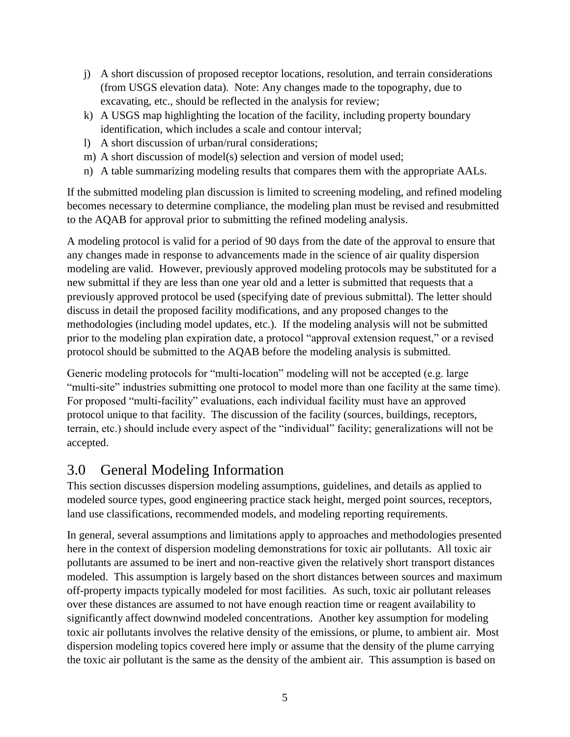j) A short discussion of proposed receptor locations, resolution, and terrain considerations (from USGS elevation data). Note: Any changes made to the topography, due to excavating, etc., should be reflected in the analysis for review;
k) A USGS map highlighting the location of the facility, including property boundary identification, which includes a scale and contour interval;
l) A short discussion of urban/rural considerations;
m) A short discussion of model(s) selection and version of model used;
n) A table summarizing modeling results that compares them with the appropriate AALs.

If the submitted modeling plan discussion is limited to screening modeling, and refined modeling becomes necessary to determine compliance, the modeling plan must be revised and resubmitted to the AQAB for approval prior to submitting the refined modeling analysis.

A modeling protocol is valid for a period of 90 days from the date of the approval to ensure that any changes made in response to advancements made in the science of air quality dispersion modeling are valid. However, previously approved modeling protocols may be substituted for a new submittal if they are less than one year old and a letter is submitted that requests that a previously approved protocol be used (specifying date of previous submittal). The letter should discuss in detail the proposed facility modifications, and any proposed changes to the methodologies (including model updates, etc.). If the modeling analysis will not be submitted prior to the modeling plan expiration date, a protocol "approval extension request," or a revised protocol should be submitted to the AQAB before the modeling analysis is submitted.

Generic modeling protocols for "multi-location" modeling will not be accepted (e.g. large "multi-site" industries submitting one protocol to model more than one facility at the same time). For proposed "multi-facility" evaluations, each individual facility must have an approved protocol unique to that facility. The discussion of the facility (sources, buildings, receptors, terrain, etc.) should include every aspect of the "individual" facility; generalizations will not be accepted.

# 3.0 General Modeling Information

This section discusses dispersion modeling assumptions, guidelines, and details as applied to modeled source types, good engineering practice stack height, merged point sources, receptors, land use classifications, recommended models, and modeling reporting requirements.

In general, several assumptions and limitations apply to approaches and methodologies presented here in the context of dispersion modeling demonstrations for toxic air pollutants. All toxic air pollutants are assumed to be inert and non-reactive given the relatively short transport distances modeled. This assumption is largely based on the short distances between sources and maximum off-property impacts typically modeled for most facilities. As such, toxic air pollutant releases over these distances are assumed to not have enough reaction time or reagent availability to significantly affect downwind modeled concentrations. Another key assumption for modeling toxic air pollutants involves the relative density of the emissions, or plume, to ambient air. Most dispersion modeling topics covered here imply or assume that the density of the plume carrying the toxic air pollutant is the same as the density of the ambient air. This assumption is based on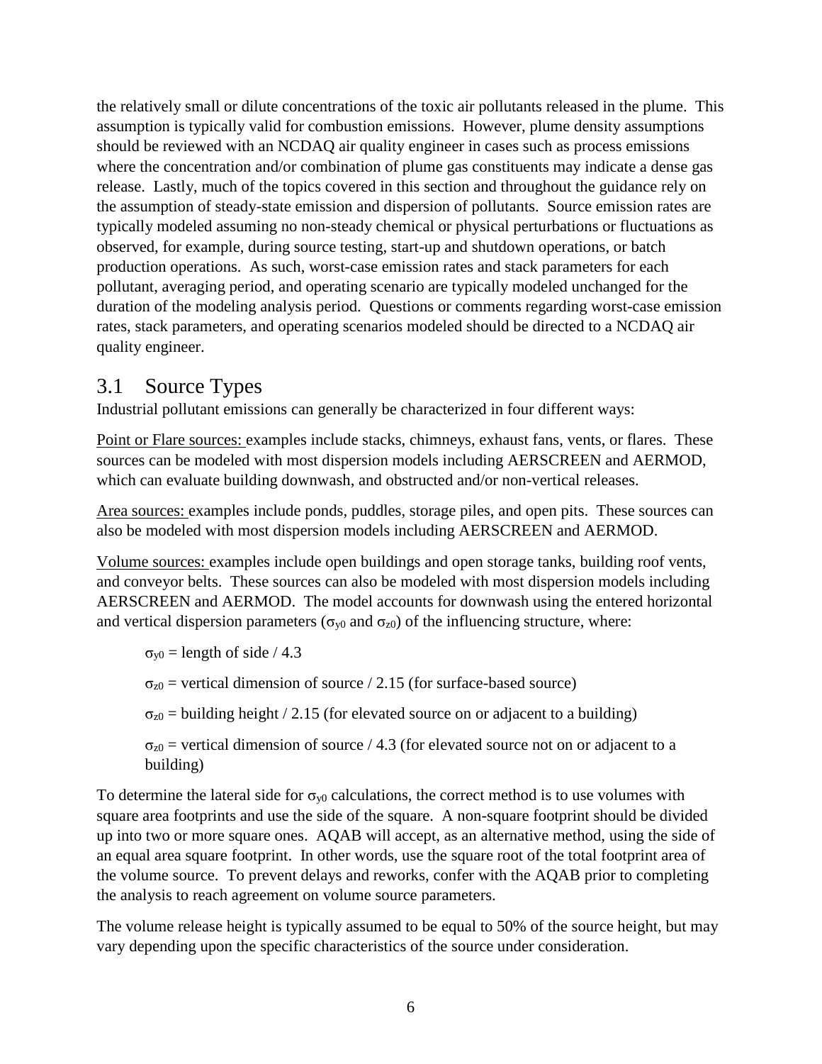the relatively small or dilute concentrations of the toxic air pollutants released in the plume. This assumption is typically valid for combustion emissions. However, plume density assumptions should be reviewed with an NCDAQ air quality engineer in cases such as process emissions where the concentration and/or combination of plume gas constituents may indicate a dense gas release. Lastly, much of the topics covered in this section and throughout the guidance rely on the assumption of steady-state emission and dispersion of pollutants. Source emission rates are typically modeled assuming no non-steady chemical or physical perturbations or fluctuations as observed, for example, during source testing, start-up and shutdown operations, or batch production operations. As such, worst-case emission rates and stack parameters for each pollutant, averaging period, and operating scenario are typically modeled unchanged for the duration of the modeling analysis period. Questions or comments regarding worst-case emission rates, stack parameters, and operating scenarios modeled should be directed to a NCDAQ air quality engineer.

## 3.1 Source Types

Industrial pollutant emissions can generally be characterized in four different ways:

Point or Flare sources: examples include stacks, chimneys, exhaust fans, vents, or flares. These sources can be modeled with most dispersion models including AERSCREEN and AERMOD, which can evaluate building downwash, and obstructed and/or non-vertical releases.

Area sources: examples include ponds, puddles, storage piles, and open pits. These sources can also be modeled with most dispersion models including AERSCREEN and AERMOD.

Volume sources: examples include open buildings and open storage tanks, building roof vents, and conveyor belts. These sources can also be modeled with most dispersion models including AERSCREEN and AERMOD. The model accounts for downwash using the entered horizontal and vertical dispersion parameters ($\sigma_{y0}$ and $\sigma_{z0}$) of the influencing structure, where:

$\sigma_{y0}$ = length of side / 4.3

$\sigma_{z0}$ = vertical dimension of source / 2.15 (for surface-based source)

$\sigma_{z0}$ = building height / 2.15 (for elevated source on or adjacent to a building)

$\sigma_{z0}$ = vertical dimension of source / 4.3 (for elevated source not on or adjacent to a building)

To determine the lateral side for $\sigma_{y0}$ calculations, the correct method is to use volumes with square area footprints and use the side of the square. A non-square footprint should be divided up into two or more square ones. AQAB will accept, as an alternative method, using the side of an equal area square footprint. In other words, use the square root of the total footprint area of the volume source. To prevent delays and reworks, confer with the AQAB prior to completing the analysis to reach agreement on volume source parameters.

The volume release height is typically assumed to be equal to 50% of the source height, but may vary depending upon the specific characteristics of the source under consideration.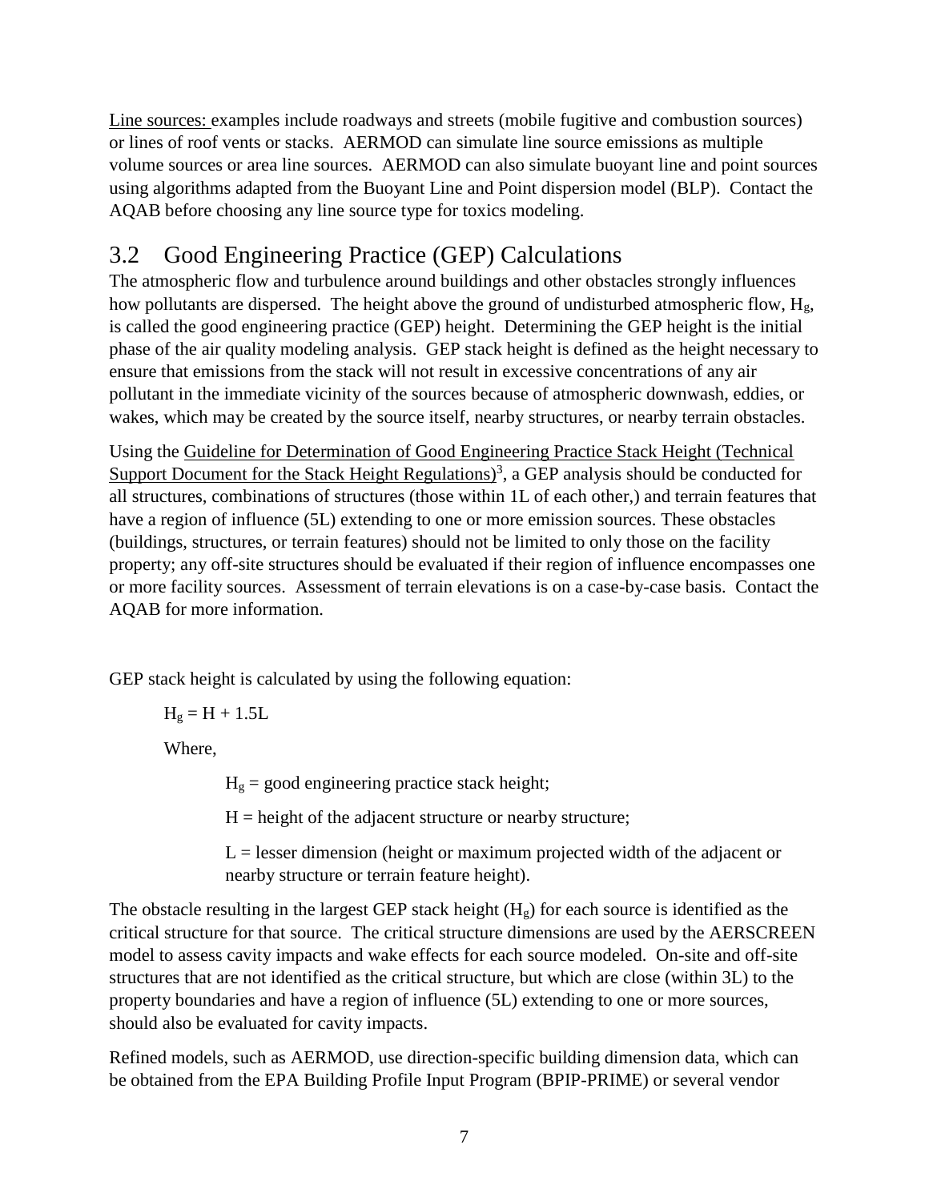Line sources: examples include roadways and streets (mobile fugitive and combustion sources) or lines of roof vents or stacks. AERMOD can simulate line source emissions as multiple volume sources or area line sources. AERMOD can also simulate buoyant line and point sources using algorithms adapted from the Buoyant Line and Point dispersion model (BLP). Contact the AQAB before choosing any line source type for toxics modeling.

## 3.2 Good Engineering Practice (GEP) Calculations

The atmospheric flow and turbulence around buildings and other obstacles strongly influences how pollutants are dispersed. The height above the ground of undisturbed atmospheric flow, $H_g$, is called the good engineering practice (GEP) height. Determining the GEP height is the initial phase of the air quality modeling analysis. GEP stack height is defined as the height necessary to ensure that emissions from the stack will not result in excessive concentrations of any air pollutant in the immediate vicinity of the sources because of atmospheric downwash, eddies, or wakes, which may be created by the source itself, nearby structures, or nearby terrain obstacles.

Using the Guideline for Determination of Good Engineering Practice Stack Height (Technical Support Document for the Stack Height Regulations)[3], a GEP analysis should be conducted for all structures, combinations of structures (those within 1L of each other,) and terrain features that have a region of influence (5L) extending to one or more emission sources. These obstacles (buildings, structures, or terrain features) should not be limited to only those on the facility property; any off-site structures should be evaluated if their region of influence encompasses one or more facility sources. Assessment of terrain elevations is on a case-by-case basis. Contact the AQAB for more information.

GEP stack height is calculated by using the following equation:

$$H_g = H + 1.5L$$

Where,

$H_g$ = good engineering practice stack height;

$H$ = height of the adjacent structure or nearby structure;

$L$ = lesser dimension (height or maximum projected width of the adjacent or nearby structure or terrain feature height).

The obstacle resulting in the largest GEP stack height ($H_g$) for each source is identified as the critical structure for that source. The critical structure dimensions are used by the AERSCREEN model to assess cavity impacts and wake effects for each source modeled. On-site and off-site structures that are not identified as the critical structure, but which are close (within 3L) to the property boundaries and have a region of influence (5L) extending to one or more sources, should also be evaluated for cavity impacts.

Refined models, such as AERMOD, use direction-specific building dimension data, which can be obtained from the EPA Building Profile Input Program (BPIP-PRIME) or several vendor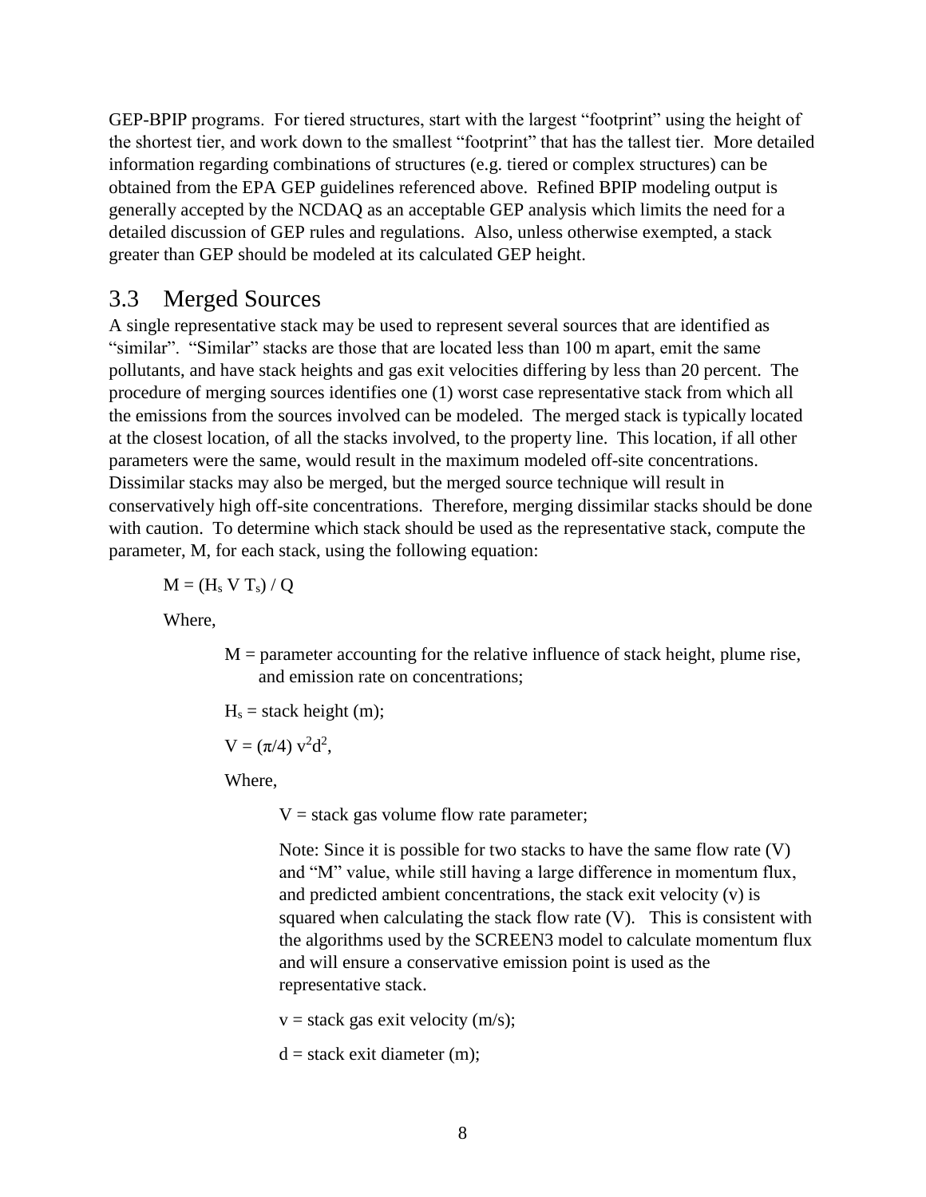GEP-BPIP programs. For tiered structures, start with the largest "footprint" using the height of the shortest tier, and work down to the smallest "footprint" that has the tallest tier. More detailed information regarding combinations of structures (e.g. tiered or complex structures) can be obtained from the EPA GEP guidelines referenced above. Refined BPIP modeling output is generally accepted by the NCDAQ as an acceptable GEP analysis which limits the need for a detailed discussion of GEP rules and regulations. Also, unless otherwise exempted, a stack greater than GEP should be modeled at its calculated GEP height.

## 3.3 Merged Sources

A single representative stack may be used to represent several sources that are identified as "similar". "Similar" stacks are those that are located less than 100 m apart, emit the same pollutants, and have stack heights and gas exit velocities differing by less than 20 percent. The procedure of merging sources identifies one (1) worst case representative stack from which all the emissions from the sources involved can be modeled. The merged stack is typically located at the closest location, of all the stacks involved, to the property line. This location, if all other parameters were the same, would result in the maximum modeled off-site concentrations. Dissimilar stacks may also be merged, but the merged source technique will result in conservatively high off-site concentrations. Therefore, merging dissimilar stacks should be done with caution. To determine which stack should be used as the representative stack, compute the parameter, M, for each stack, using the following equation:

$$M = (H_s \; V \; T_s) / Q$$

Where,

$M$ = parameter accounting for the relative influence of stack height, plume rise, and emission rate on concentrations;

$H_s$ = stack height (m);

$V = (\pi/4) \; v^2 d^2$,

Where,

$V$ = stack gas volume flow rate parameter;

Note: Since it is possible for two stacks to have the same flow rate (V) and "M" value, while still having a large difference in momentum flux, and predicted ambient concentrations, the stack exit velocity (v) is squared when calculating the stack flow rate (V). This is consistent with the algorithms used by the SCREEN3 model to calculate momentum flux and will ensure a conservative emission point is used as the representative stack.

$v$ = stack gas exit velocity (m/s);

$d$ = stack exit diameter (m);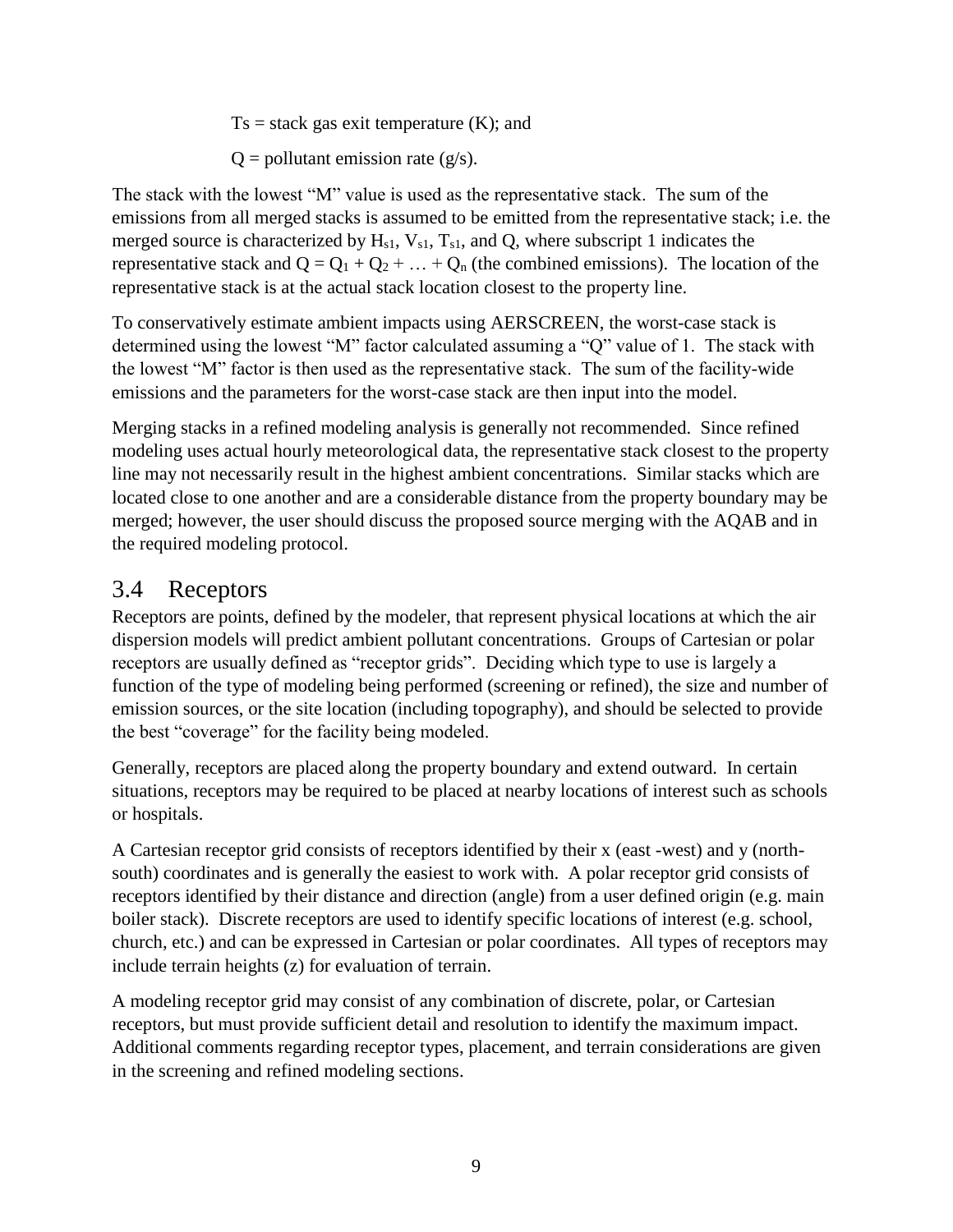Ts = stack gas exit temperature (K); and

Q = pollutant emission rate (g/s).

The stack with the lowest "M" value is used as the representative stack. The sum of the emissions from all merged stacks is assumed to be emitted from the representative stack; i.e. the merged source is characterized by $H_{s1}$, $V_{s1}$, $T_{s1}$, and Q, where subscript 1 indicates the representative stack and $Q = Q_1 + Q_2 + \ldots + Q_n$ (the combined emissions). The location of the representative stack is at the actual stack location closest to the property line.

To conservatively estimate ambient impacts using AERSCREEN, the worst-case stack is determined using the lowest "M" factor calculated assuming a "Q" value of 1. The stack with the lowest "M" factor is then used as the representative stack. The sum of the facility-wide emissions and the parameters for the worst-case stack are then input into the model.

Merging stacks in a refined modeling analysis is generally not recommended. Since refined modeling uses actual hourly meteorological data, the representative stack closest to the property line may not necessarily result in the highest ambient concentrations. Similar stacks which are located close to one another and are a considerable distance from the property boundary may be merged; however, the user should discuss the proposed source merging with the AQAB and in the required modeling protocol.

## 3.4 Receptors

Receptors are points, defined by the modeler, that represent physical locations at which the air dispersion models will predict ambient pollutant concentrations. Groups of Cartesian or polar receptors are usually defined as "receptor grids". Deciding which type to use is largely a function of the type of modeling being performed (screening or refined), the size and number of emission sources, or the site location (including topography), and should be selected to provide the best "coverage" for the facility being modeled.

Generally, receptors are placed along the property boundary and extend outward. In certain situations, receptors may be required to be placed at nearby locations of interest such as schools or hospitals.

A Cartesian receptor grid consists of receptors identified by their x (east -west) and y (north-south) coordinates and is generally the easiest to work with. A polar receptor grid consists of receptors identified by their distance and direction (angle) from a user defined origin (e.g. main boiler stack). Discrete receptors are used to identify specific locations of interest (e.g. school, church, etc.) and can be expressed in Cartesian or polar coordinates. All types of receptors may include terrain heights (z) for evaluation of terrain.

A modeling receptor grid may consist of any combination of discrete, polar, or Cartesian receptors, but must provide sufficient detail and resolution to identify the maximum impact. Additional comments regarding receptor types, placement, and terrain considerations are given in the screening and refined modeling sections.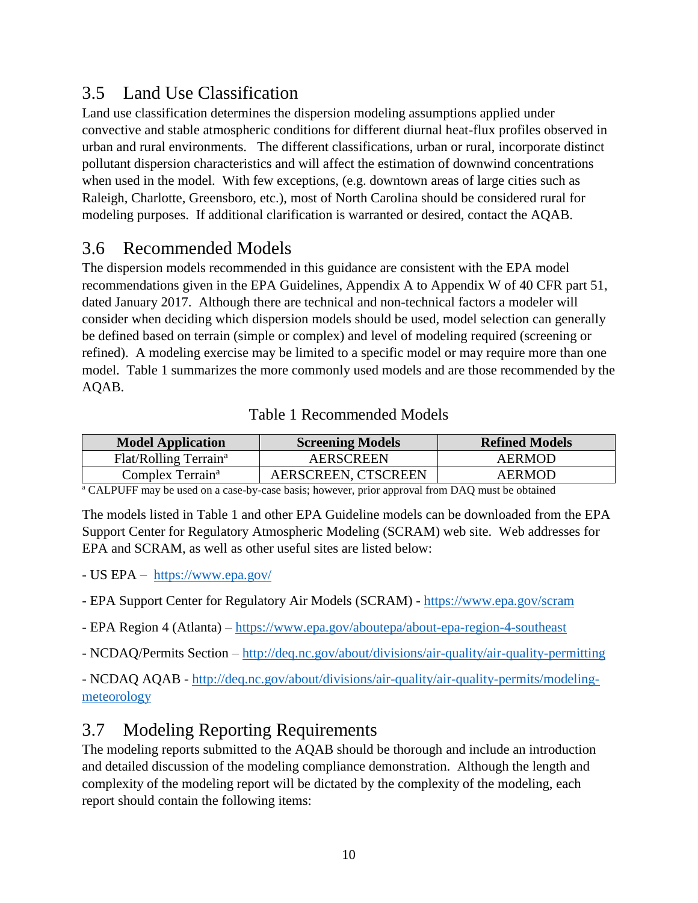## 3.5 Land Use Classification

Land use classification determines the dispersion modeling assumptions applied under convective and stable atmospheric conditions for different diurnal heat-flux profiles observed in urban and rural environments. The different classifications, urban or rural, incorporate distinct pollutant dispersion characteristics and will affect the estimation of downwind concentrations when used in the model. With few exceptions, (e.g. downtown areas of large cities such as Raleigh, Charlotte, Greensboro, etc.), most of North Carolina should be considered rural for modeling purposes. If additional clarification is warranted or desired, contact the AQAB.

## 3.6 Recommended Models

The dispersion models recommended in this guidance are consistent with the EPA model recommendations given in the EPA Guidelines, Appendix A to Appendix W of 40 CFR part 51, dated January 2017. Although there are technical and non-technical factors a modeler will consider when deciding which dispersion models should be used, model selection can generally be defined based on terrain (simple or complex) and level of modeling required (screening or refined). A modeling exercise may be limited to a specific model or may require more than one model. Table 1 summarizes the more commonly used models and are those recommended by the AQAB.

Table 1 Recommended Models

| Model Application | Screening Models | Refined Models |
|---|---|---|
| Flat/Rolling Terrain[a] | AERSCREEN | AERMOD |
| Complex Terrain[a] | AERSCREEN, CTSCREEN | AERMOD |

[a] CALPUFF may be used on a case-by-case basis; however, prior approval from DAQ must be obtained

The models listed in Table 1 and other EPA Guideline models can be downloaded from the EPA Support Center for Regulatory Atmospheric Modeling (SCRAM) web site. Web addresses for EPA and SCRAM, as well as other useful sites are listed below:

- US EPA – https://www.epa.gov/

- EPA Support Center for Regulatory Air Models (SCRAM) - https://www.epa.gov/scram

- EPA Region 4 (Atlanta) – https://www.epa.gov/aboutepa/about-epa-region-4-southeast

- NCDAQ/Permits Section – http://deq.nc.gov/about/divisions/air-quality/air-quality-permitting

- NCDAQ AQAB - http://deq.nc.gov/about/divisions/air-quality/air-quality-permits/modeling-meteorology

## 3.7 Modeling Reporting Requirements

The modeling reports submitted to the AQAB should be thorough and include an introduction and detailed discussion of the modeling compliance demonstration. Although the length and complexity of the modeling report will be dictated by the complexity of the modeling, each report should contain the following items: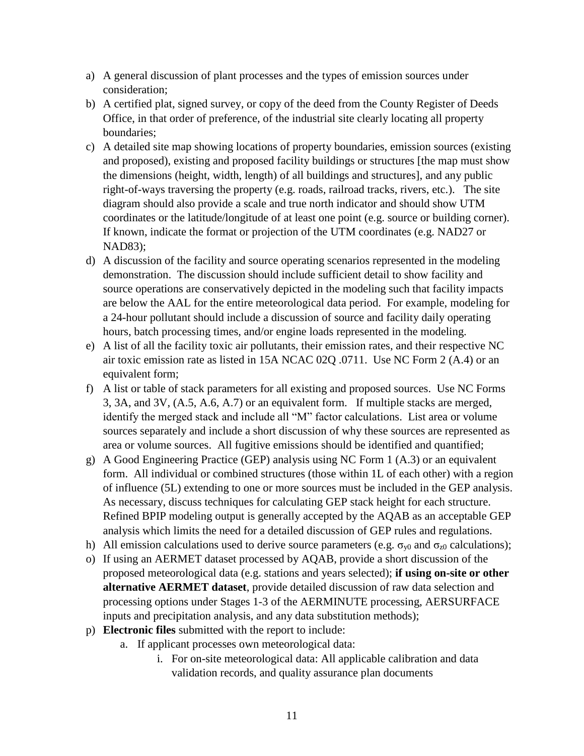a) A general discussion of plant processes and the types of emission sources under consideration;
b) A certified plat, signed survey, or copy of the deed from the County Register of Deeds Office, in that order of preference, of the industrial site clearly locating all property boundaries;
c) A detailed site map showing locations of property boundaries, emission sources (existing and proposed), existing and proposed facility buildings or structures [the map must show the dimensions (height, width, length) of all buildings and structures], and any public right-of-ways traversing the property (e.g. roads, railroad tracks, rivers, etc.). The site diagram should also provide a scale and true north indicator and should show UTM coordinates or the latitude/longitude of at least one point (e.g. source or building corner). If known, indicate the format or projection of the UTM coordinates (e.g. NAD27 or NAD83);
d) A discussion of the facility and source operating scenarios represented in the modeling demonstration. The discussion should include sufficient detail to show facility and source operations are conservatively depicted in the modeling such that facility impacts are below the AAL for the entire meteorological data period. For example, modeling for a 24-hour pollutant should include a discussion of source and facility daily operating hours, batch processing times, and/or engine loads represented in the modeling.
e) A list of all the facility toxic air pollutants, their emission rates, and their respective NC air toxic emission rate as listed in 15A NCAC 02Q .0711. Use NC Form 2 (A.4) or an equivalent form;
f) A list or table of stack parameters for all existing and proposed sources. Use NC Forms 3, 3A, and 3V, (A.5, A.6, A.7) or an equivalent form. If multiple stacks are merged, identify the merged stack and include all "M" factor calculations. List area or volume sources separately and include a short discussion of why these sources are represented as area or volume sources. All fugitive emissions should be identified and quantified;
g) A Good Engineering Practice (GEP) analysis using NC Form 1 (A.3) or an equivalent form. All individual or combined structures (those within 1L of each other) with a region of influence (5L) extending to one or more sources must be included in the GEP analysis. As necessary, discuss techniques for calculating GEP stack height for each structure. Refined BPIP modeling output is generally accepted by the AQAB as an acceptable GEP analysis which limits the need for a detailed discussion of GEP rules and regulations.
h) All emission calculations used to derive source parameters (e.g. $\sigma_{y0}$ and $\sigma_{z0}$ calculations);
o) If using an AERMET dataset processed by AQAB, provide a short discussion of the proposed meteorological data (e.g. stations and years selected); **if using on-site or other alternative AERMET dataset**, provide detailed discussion of raw data selection and processing options under Stages 1-3 of the AERMINUTE processing, AERSURFACE inputs and precipitation analysis, and any data substitution methods);
p) **Electronic files** submitted with the report to include:
    a. If applicant processes own meteorological data:
        i. For on-site meteorological data: All applicable calibration and data validation records, and quality assurance plan documents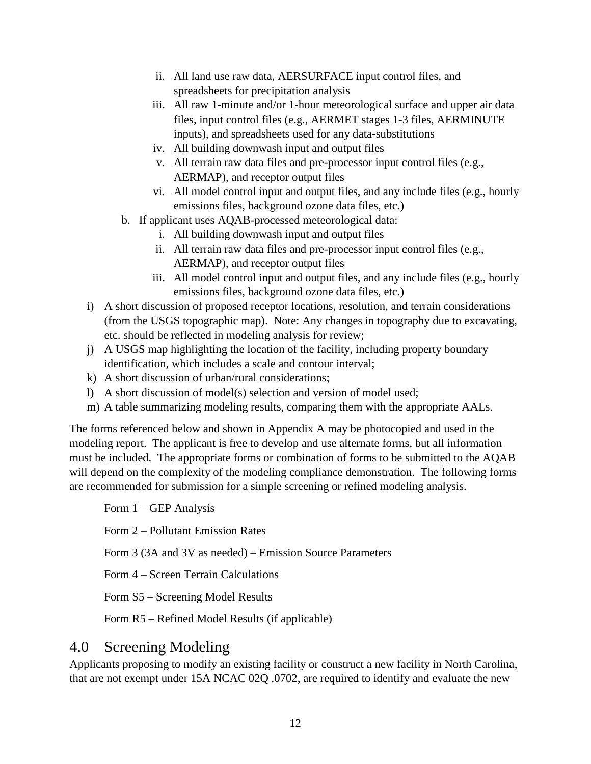- ii. All land use raw data, AERSURFACE input control files, and spreadsheets for precipitation analysis
   - iii. All raw 1-minute and/or 1-hour meteorological surface and upper air data files, input control files (e.g., AERMET stages 1-3 files, AERMINUTE inputs), and spreadsheets used for any data-substitutions
   - iv. All building downwash input and output files
   - v. All terrain raw data files and pre-processor input control files (e.g., AERMAP), and receptor output files
   - vi. All model control input and output files, and any include files (e.g., hourly emissions files, background ozone data files, etc.)

  b. If applicant uses AQAB-processed meteorological data:
   - i. All building downwash input and output files
   - ii. All terrain raw data files and pre-processor input control files (e.g., AERMAP), and receptor output files
   - iii. All model control input and output files, and any include files (e.g., hourly emissions files, background ozone data files, etc.)

i) A short discussion of proposed receptor locations, resolution, and terrain considerations (from the USGS topographic map). Note: Any changes in topography due to excavating, etc. should be reflected in modeling analysis for review;

j) A USGS map highlighting the location of the facility, including property boundary identification, which includes a scale and contour interval;

k) A short discussion of urban/rural considerations;

l) A short discussion of model(s) selection and version of model used;

m) A table summarizing modeling results, comparing them with the appropriate AALs.

The forms referenced below and shown in Appendix A may be photocopied and used in the modeling report. The applicant is free to develop and use alternate forms, but all information must be included. The appropriate forms or combination of forms to be submitted to the AQAB will depend on the complexity of the modeling compliance demonstration. The following forms are recommended for submission for a simple screening or refined modeling analysis.

Form 1 – GEP Analysis

Form 2 – Pollutant Emission Rates

Form 3 (3A and 3V as needed) – Emission Source Parameters

Form 4 – Screen Terrain Calculations

Form S5 – Screening Model Results

Form R5 – Refined Model Results (if applicable)

## 4.0 Screening Modeling

Applicants proposing to modify an existing facility or construct a new facility in North Carolina, that are not exempt under 15A NCAC 02Q .0702, are required to identify and evaluate the new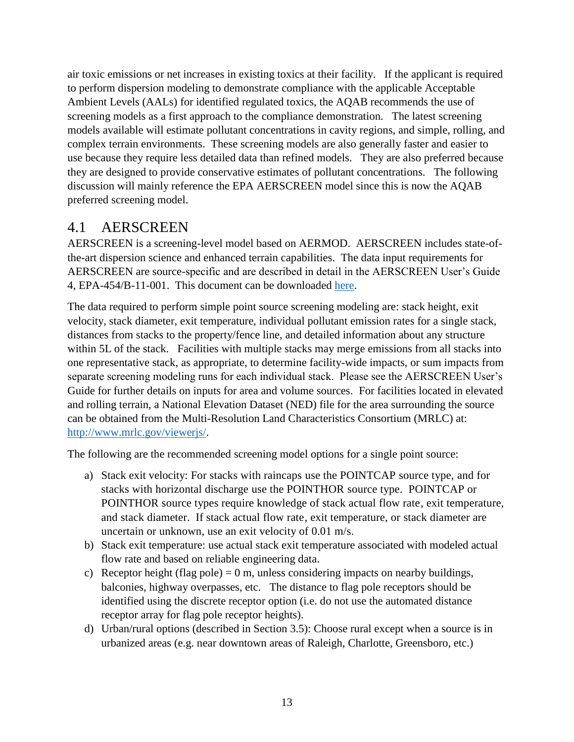air toxic emissions or net increases in existing toxics at their facility. If the applicant is required to perform dispersion modeling to demonstrate compliance with the applicable Acceptable Ambient Levels (AALs) for identified regulated toxics, the AQAB recommends the use of screening models as a first approach to the compliance demonstration. The latest screening models available will estimate pollutant concentrations in cavity regions, and simple, rolling, and complex terrain environments. These screening models are also generally faster and easier to use because they require less detailed data than refined models. They are also preferred because they are designed to provide conservative estimates of pollutant concentrations. The following discussion will mainly reference the EPA AERSCREEN model since this is now the AQAB preferred screening model.

## 4.1 AERSCREEN

AERSCREEN is a screening-level model based on AERMOD. AERSCREEN includes state-of-the-art dispersion science and enhanced terrain capabilities. The data input requirements for AERSCREEN are source-specific and are described in detail in the AERSCREEN User's Guide 4, EPA-454/B-11-001. This document can be downloaded here.

The data required to perform simple point source screening modeling are: stack height, exit velocity, stack diameter, exit temperature, individual pollutant emission rates for a single stack, distances from stacks to the property/fence line, and detailed information about any structure within 5L of the stack. Facilities with multiple stacks may merge emissions from all stacks into one representative stack, as appropriate, to determine facility-wide impacts, or sum impacts from separate screening modeling runs for each individual stack. Please see the AERSCREEN User's Guide for further details on inputs for area and volume sources. For facilities located in elevated and rolling terrain, a National Elevation Dataset (NED) file for the area surrounding the source can be obtained from the Multi-Resolution Land Characteristics Consortium (MRLC) at: http://www.mrlc.gov/viewerjs/.

The following are the recommended screening model options for a single point source:

a) Stack exit velocity: For stacks with raincaps use the POINTCAP source type, and for stacks with horizontal discharge use the POINTHOR source type. POINTCAP or POINTHOR source types require knowledge of stack actual flow rate, exit temperature, and stack diameter. If stack actual flow rate, exit temperature, or stack diameter are uncertain or unknown, use an exit velocity of 0.01 m/s.
b) Stack exit temperature: use actual stack exit temperature associated with modeled actual flow rate and based on reliable engineering data.
c) Receptor height (flag pole) = 0 m, unless considering impacts on nearby buildings, balconies, highway overpasses, etc. The distance to flag pole receptors should be identified using the discrete receptor option (i.e. do not use the automated distance receptor array for flag pole receptor heights).
d) Urban/rural options (described in Section 3.5): Choose rural except when a source is in urbanized areas (e.g. near downtown areas of Raleigh, Charlotte, Greensboro, etc.)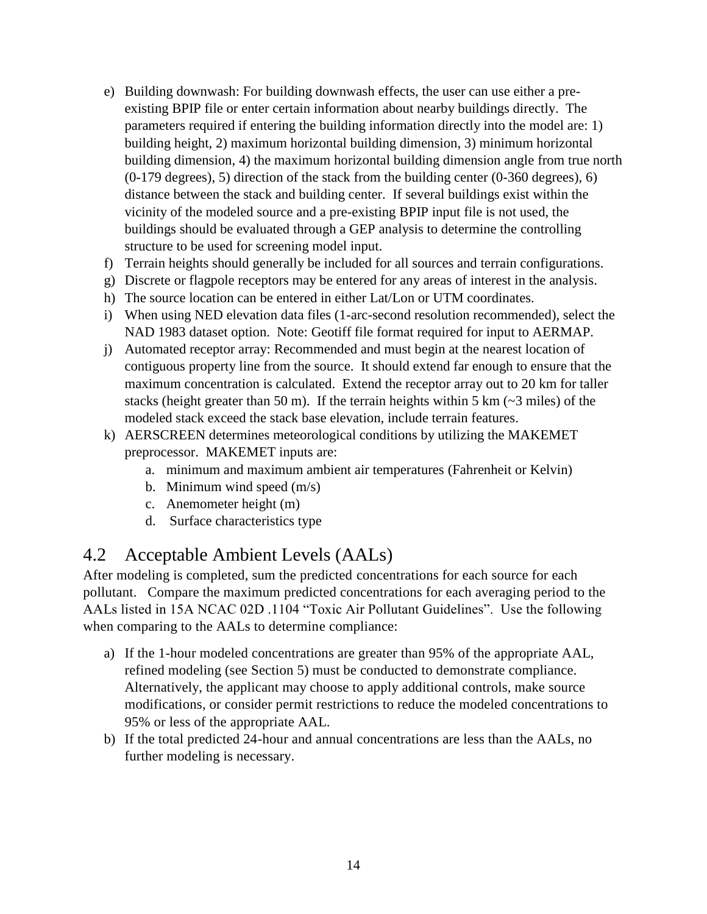e) Building downwash: For building downwash effects, the user can use either a pre-existing BPIP file or enter certain information about nearby buildings directly. The parameters required if entering the building information directly into the model are: 1) building height, 2) maximum horizontal building dimension, 3) minimum horizontal building dimension, 4) the maximum horizontal building dimension angle from true north (0-179 degrees), 5) direction of the stack from the building center (0-360 degrees), 6) distance between the stack and building center. If several buildings exist within the vicinity of the modeled source and a pre-existing BPIP input file is not used, the buildings should be evaluated through a GEP analysis to determine the controlling structure to be used for screening model input.
f) Terrain heights should generally be included for all sources and terrain configurations.
g) Discrete or flagpole receptors may be entered for any areas of interest in the analysis.
h) The source location can be entered in either Lat/Lon or UTM coordinates.
i) When using NED elevation data files (1-arc-second resolution recommended), select the NAD 1983 dataset option. Note: Geotiff file format required for input to AERMAP.
j) Automated receptor array: Recommended and must begin at the nearest location of contiguous property line from the source. It should extend far enough to ensure that the maximum concentration is calculated. Extend the receptor array out to 20 km for taller stacks (height greater than 50 m). If the terrain heights within 5 km (~3 miles) of the modeled stack exceed the stack base elevation, include terrain features.
k) AERSCREEN determines meteorological conditions by utilizing the MAKEMET preprocessor. MAKEMET inputs are:
    a. minimum and maximum ambient air temperatures (Fahrenheit or Kelvin)
    b. Minimum wind speed (m/s)
    c. Anemometer height (m)
    d. Surface characteristics type

## 4.2 Acceptable Ambient Levels (AALs)

After modeling is completed, sum the predicted concentrations for each source for each pollutant. Compare the maximum predicted concentrations for each averaging period to the AALs listed in 15A NCAC 02D .1104 "Toxic Air Pollutant Guidelines". Use the following when comparing to the AALs to determine compliance:

a) If the 1-hour modeled concentrations are greater than 95% of the appropriate AAL, refined modeling (see Section 5) must be conducted to demonstrate compliance. Alternatively, the applicant may choose to apply additional controls, make source modifications, or consider permit restrictions to reduce the modeled concentrations to 95% or less of the appropriate AAL.
b) If the total predicted 24-hour and annual concentrations are less than the AALs, no further modeling is necessary.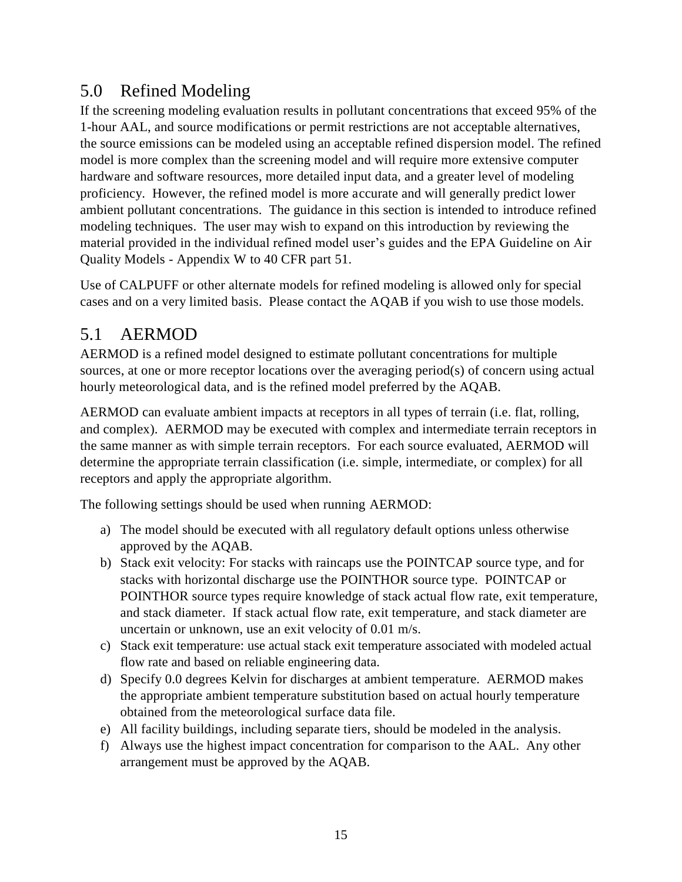## 5.0 Refined Modeling

If the screening modeling evaluation results in pollutant concentrations that exceed 95% of the 1-hour AAL, and source modifications or permit restrictions are not acceptable alternatives, the source emissions can be modeled using an acceptable refined dispersion model. The refined model is more complex than the screening model and will require more extensive computer hardware and software resources, more detailed input data, and a greater level of modeling proficiency. However, the refined model is more accurate and will generally predict lower ambient pollutant concentrations. The guidance in this section is intended to introduce refined modeling techniques. The user may wish to expand on this introduction by reviewing the material provided in the individual refined model user's guides and the EPA Guideline on Air Quality Models - Appendix W to 40 CFR part 51.

Use of CALPUFF or other alternate models for refined modeling is allowed only for special cases and on a very limited basis. Please contact the AQAB if you wish to use those models.

## 5.1 AERMOD

AERMOD is a refined model designed to estimate pollutant concentrations for multiple sources, at one or more receptor locations over the averaging period(s) of concern using actual hourly meteorological data, and is the refined model preferred by the AQAB.

AERMOD can evaluate ambient impacts at receptors in all types of terrain (i.e. flat, rolling, and complex). AERMOD may be executed with complex and intermediate terrain receptors in the same manner as with simple terrain receptors. For each source evaluated, AERMOD will determine the appropriate terrain classification (i.e. simple, intermediate, or complex) for all receptors and apply the appropriate algorithm.

The following settings should be used when running AERMOD:

a) The model should be executed with all regulatory default options unless otherwise approved by the AQAB.
b) Stack exit velocity: For stacks with raincaps use the POINTCAP source type, and for stacks with horizontal discharge use the POINTHOR source type. POINTCAP or POINTHOR source types require knowledge of stack actual flow rate, exit temperature, and stack diameter. If stack actual flow rate, exit temperature, and stack diameter are uncertain or unknown, use an exit velocity of 0.01 m/s.
c) Stack exit temperature: use actual stack exit temperature associated with modeled actual flow rate and based on reliable engineering data.
d) Specify 0.0 degrees Kelvin for discharges at ambient temperature. AERMOD makes the appropriate ambient temperature substitution based on actual hourly temperature obtained from the meteorological surface data file.
e) All facility buildings, including separate tiers, should be modeled in the analysis.
f) Always use the highest impact concentration for comparison to the AAL. Any other arrangement must be approved by the AQAB.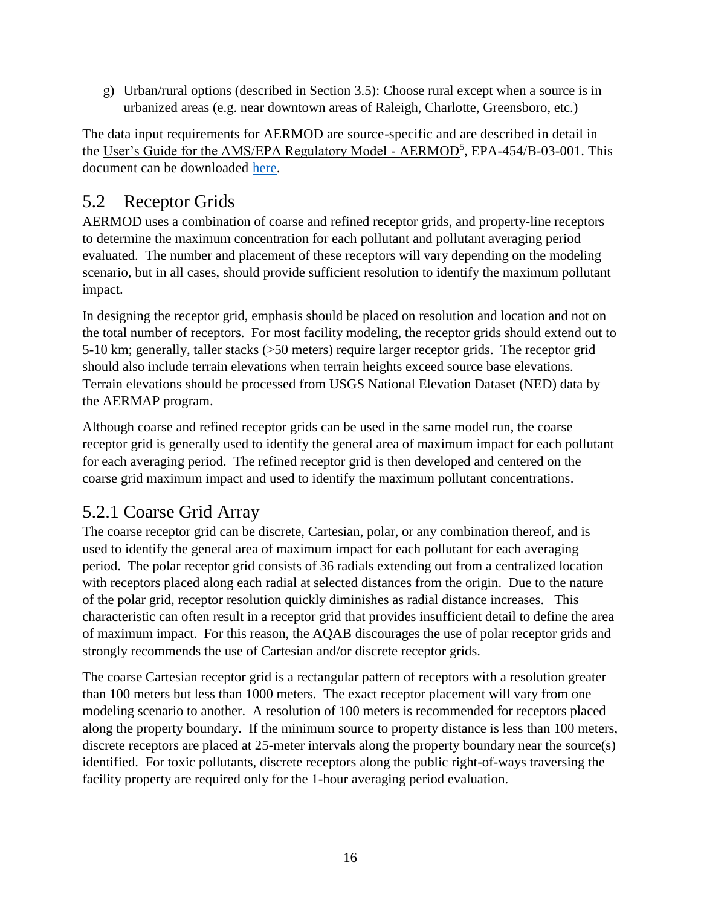g) Urban/rural options (described in Section 3.5): Choose rural except when a source is in urbanized areas (e.g. near downtown areas of Raleigh, Charlotte, Greensboro, etc.)

The data input requirements for AERMOD are source-specific and are described in detail in the User's Guide for the AMS/EPA Regulatory Model - AERMOD[5], EPA-454/B-03-001. This document can be downloaded here.

## 5.2 Receptor Grids

AERMOD uses a combination of coarse and refined receptor grids, and property-line receptors to determine the maximum concentration for each pollutant and pollutant averaging period evaluated. The number and placement of these receptors will vary depending on the modeling scenario, but in all cases, should provide sufficient resolution to identify the maximum pollutant impact.

In designing the receptor grid, emphasis should be placed on resolution and location and not on the total number of receptors. For most facility modeling, the receptor grids should extend out to 5-10 km; generally, taller stacks (>50 meters) require larger receptor grids. The receptor grid should also include terrain elevations when terrain heights exceed source base elevations. Terrain elevations should be processed from USGS National Elevation Dataset (NED) data by the AERMAP program.

Although coarse and refined receptor grids can be used in the same model run, the coarse receptor grid is generally used to identify the general area of maximum impact for each pollutant for each averaging period. The refined receptor grid is then developed and centered on the coarse grid maximum impact and used to identify the maximum pollutant concentrations.

### 5.2.1 Coarse Grid Array

The coarse receptor grid can be discrete, Cartesian, polar, or any combination thereof, and is used to identify the general area of maximum impact for each pollutant for each averaging period. The polar receptor grid consists of 36 radials extending out from a centralized location with receptors placed along each radial at selected distances from the origin. Due to the nature of the polar grid, receptor resolution quickly diminishes as radial distance increases. This characteristic can often result in a receptor grid that provides insufficient detail to define the area of maximum impact. For this reason, the AQAB discourages the use of polar receptor grids and strongly recommends the use of Cartesian and/or discrete receptor grids.

The coarse Cartesian receptor grid is a rectangular pattern of receptors with a resolution greater than 100 meters but less than 1000 meters. The exact receptor placement will vary from one modeling scenario to another. A resolution of 100 meters is recommended for receptors placed along the property boundary. If the minimum source to property distance is less than 100 meters, discrete receptors are placed at 25-meter intervals along the property boundary near the source(s) identified. For toxic pollutants, discrete receptors along the public right-of-ways traversing the facility property are required only for the 1-hour averaging period evaluation.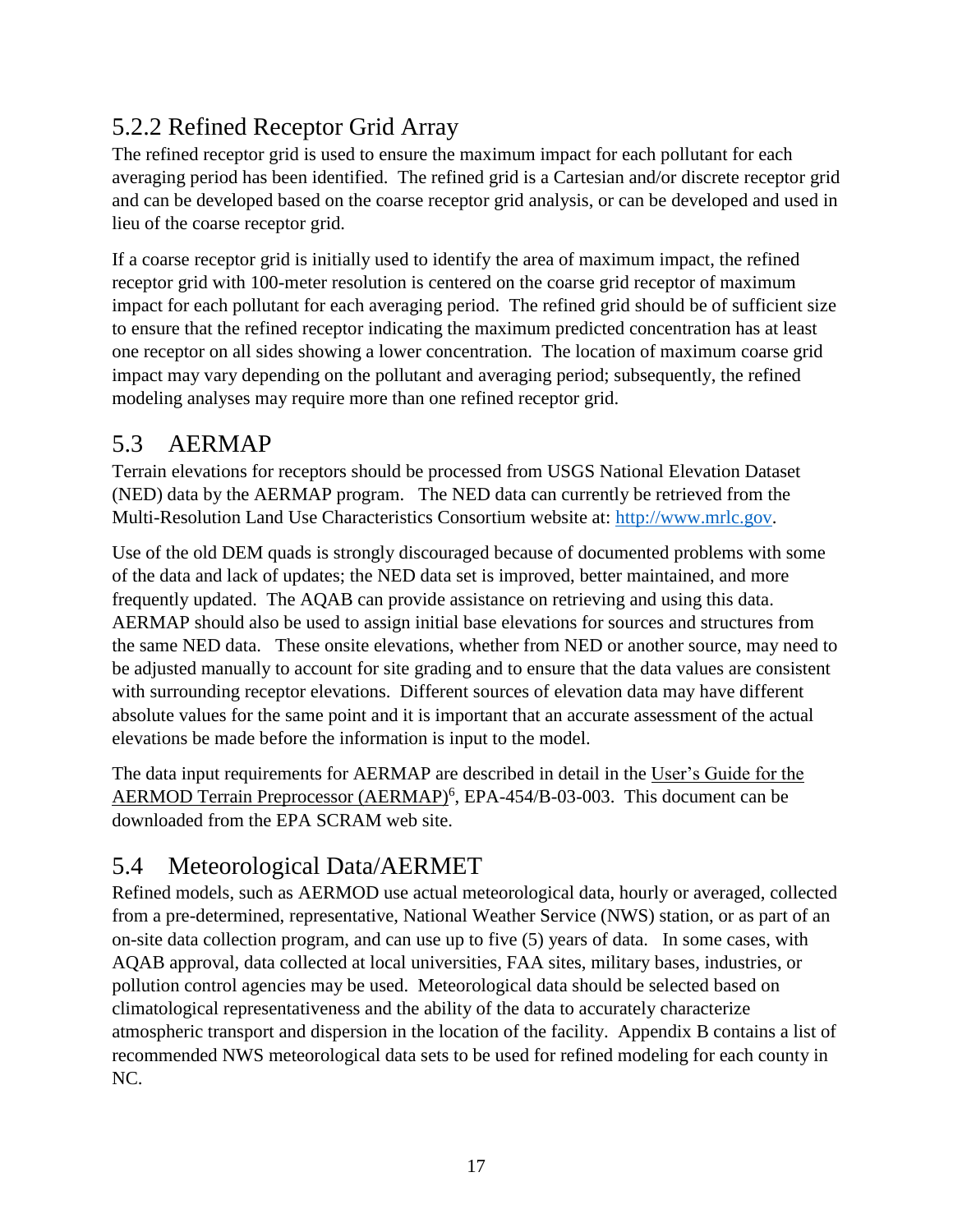### 5.2.2 Refined Receptor Grid Array

The refined receptor grid is used to ensure the maximum impact for each pollutant for each averaging period has been identified. The refined grid is a Cartesian and/or discrete receptor grid and can be developed based on the coarse receptor grid analysis, or can be developed and used in lieu of the coarse receptor grid.

If a coarse receptor grid is initially used to identify the area of maximum impact, the refined receptor grid with 100-meter resolution is centered on the coarse grid receptor of maximum impact for each pollutant for each averaging period. The refined grid should be of sufficient size to ensure that the refined receptor indicating the maximum predicted concentration has at least one receptor on all sides showing a lower concentration. The location of maximum coarse grid impact may vary depending on the pollutant and averaging period; subsequently, the refined modeling analyses may require more than one refined receptor grid.

## 5.3 AERMAP

Terrain elevations for receptors should be processed from USGS National Elevation Dataset (NED) data by the AERMAP program. The NED data can currently be retrieved from the Multi-Resolution Land Use Characteristics Consortium website at: [http://www.mrlc.gov](http://www.mrlc.gov).

Use of the old DEM quads is strongly discouraged because of documented problems with some of the data and lack of updates; the NED data set is improved, better maintained, and more frequently updated. The AQAB can provide assistance on retrieving and using this data. AERMAP should also be used to assign initial base elevations for sources and structures from the same NED data. These onsite elevations, whether from NED or another source, may need to be adjusted manually to account for site grading and to ensure that the data values are consistent with surrounding receptor elevations. Different sources of elevation data may have different absolute values for the same point and it is important that an accurate assessment of the actual elevations be made before the information is input to the model.

The data input requirements for AERMAP are described in detail in the User's Guide for the AERMOD Terrain Preprocessor (AERMAP)[6], EPA-454/B-03-003. This document can be downloaded from the EPA SCRAM web site.

## 5.4 Meteorological Data/AERMET

Refined models, such as AERMOD use actual meteorological data, hourly or averaged, collected from a pre-determined, representative, National Weather Service (NWS) station, or as part of an on-site data collection program, and can use up to five (5) years of data. In some cases, with AQAB approval, data collected at local universities, FAA sites, military bases, industries, or pollution control agencies may be used. Meteorological data should be selected based on climatological representativeness and the ability of the data to accurately characterize atmospheric transport and dispersion in the location of the facility. Appendix B contains a list of recommended NWS meteorological data sets to be used for refined modeling for each county in NC.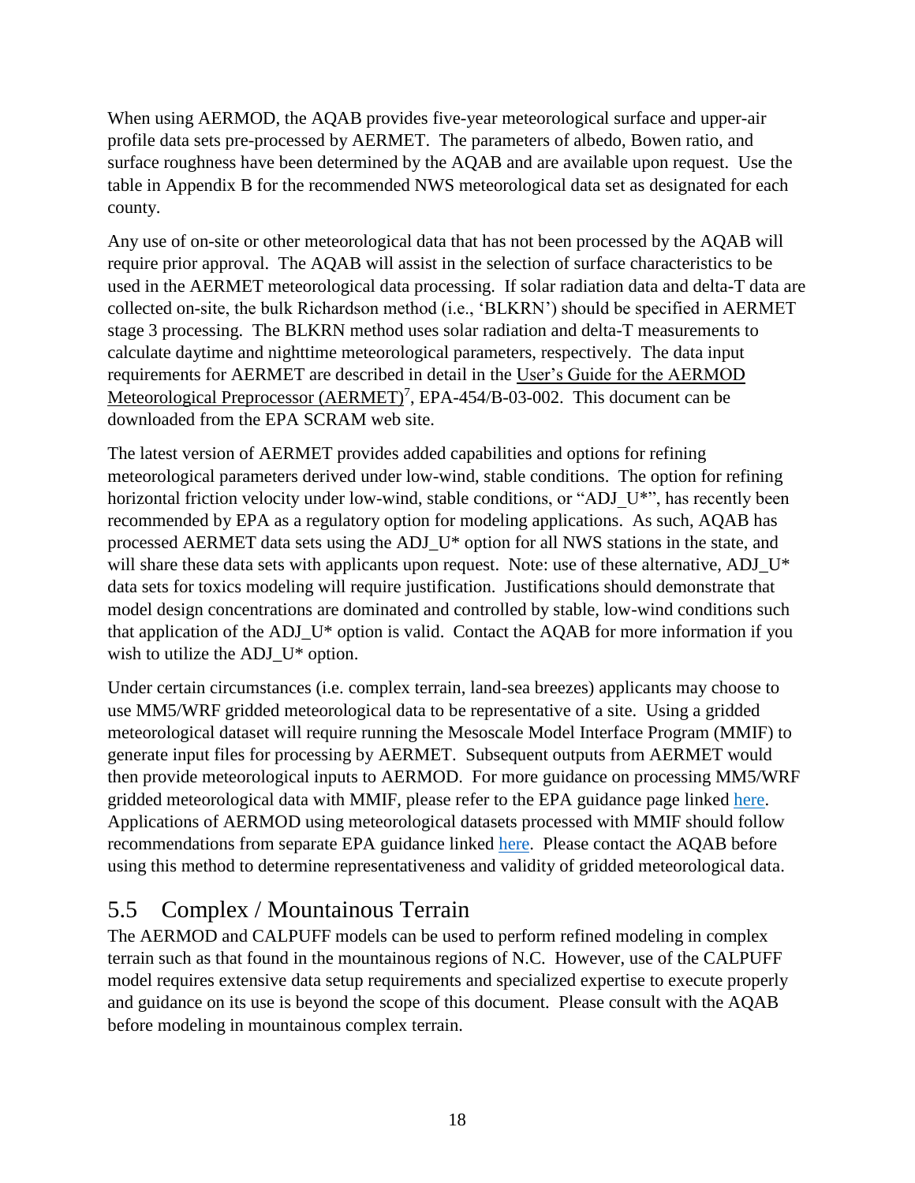When using AERMOD, the AQAB provides five-year meteorological surface and upper-air profile data sets pre-processed by AERMET. The parameters of albedo, Bowen ratio, and surface roughness have been determined by the AQAB and are available upon request. Use the table in Appendix B for the recommended NWS meteorological data set as designated for each county.

Any use of on-site or other meteorological data that has not been processed by the AQAB will require prior approval. The AQAB will assist in the selection of surface characteristics to be used in the AERMET meteorological data processing. If solar radiation data and delta-T data are collected on-site, the bulk Richardson method (i.e., 'BLKRN') should be specified in AERMET stage 3 processing. The BLKRN method uses solar radiation and delta-T measurements to calculate daytime and nighttime meteorological parameters, respectively. The data input requirements for AERMET are described in detail in the User's Guide for the AERMOD Meteorological Preprocessor (AERMET)[7], EPA-454/B-03-002. This document can be downloaded from the EPA SCRAM web site.

The latest version of AERMET provides added capabilities and options for refining meteorological parameters derived under low-wind, stable conditions. The option for refining horizontal friction velocity under low-wind, stable conditions, or "ADJ_U*", has recently been recommended by EPA as a regulatory option for modeling applications. As such, AQAB has processed AERMET data sets using the ADJ_U* option for all NWS stations in the state, and will share these data sets with applicants upon request. Note: use of these alternative, ADJ_U* data sets for toxics modeling will require justification. Justifications should demonstrate that model design concentrations are dominated and controlled by stable, low-wind conditions such that application of the ADJ_U* option is valid. Contact the AQAB for more information if you wish to utilize the ADJ_U* option.

Under certain circumstances (i.e. complex terrain, land-sea breezes) applicants may choose to use MM5/WRF gridded meteorological data to be representative of a site. Using a gridded meteorological dataset will require running the Mesoscale Model Interface Program (MMIF) to generate input files for processing by AERMET. Subsequent outputs from AERMET would then provide meteorological inputs to AERMOD. For more guidance on processing MM5/WRF gridded meteorological data with MMIF, please refer to the EPA guidance page linked here. Applications of AERMOD using meteorological datasets processed with MMIF should follow recommendations from separate EPA guidance linked here. Please contact the AQAB before using this method to determine representativeness and validity of gridded meteorological data.

## 5.5 Complex / Mountainous Terrain

The AERMOD and CALPUFF models can be used to perform refined modeling in complex terrain such as that found in the mountainous regions of N.C. However, use of the CALPUFF model requires extensive data setup requirements and specialized expertise to execute properly and guidance on its use is beyond the scope of this document. Please consult with the AQAB before modeling in mountainous complex terrain.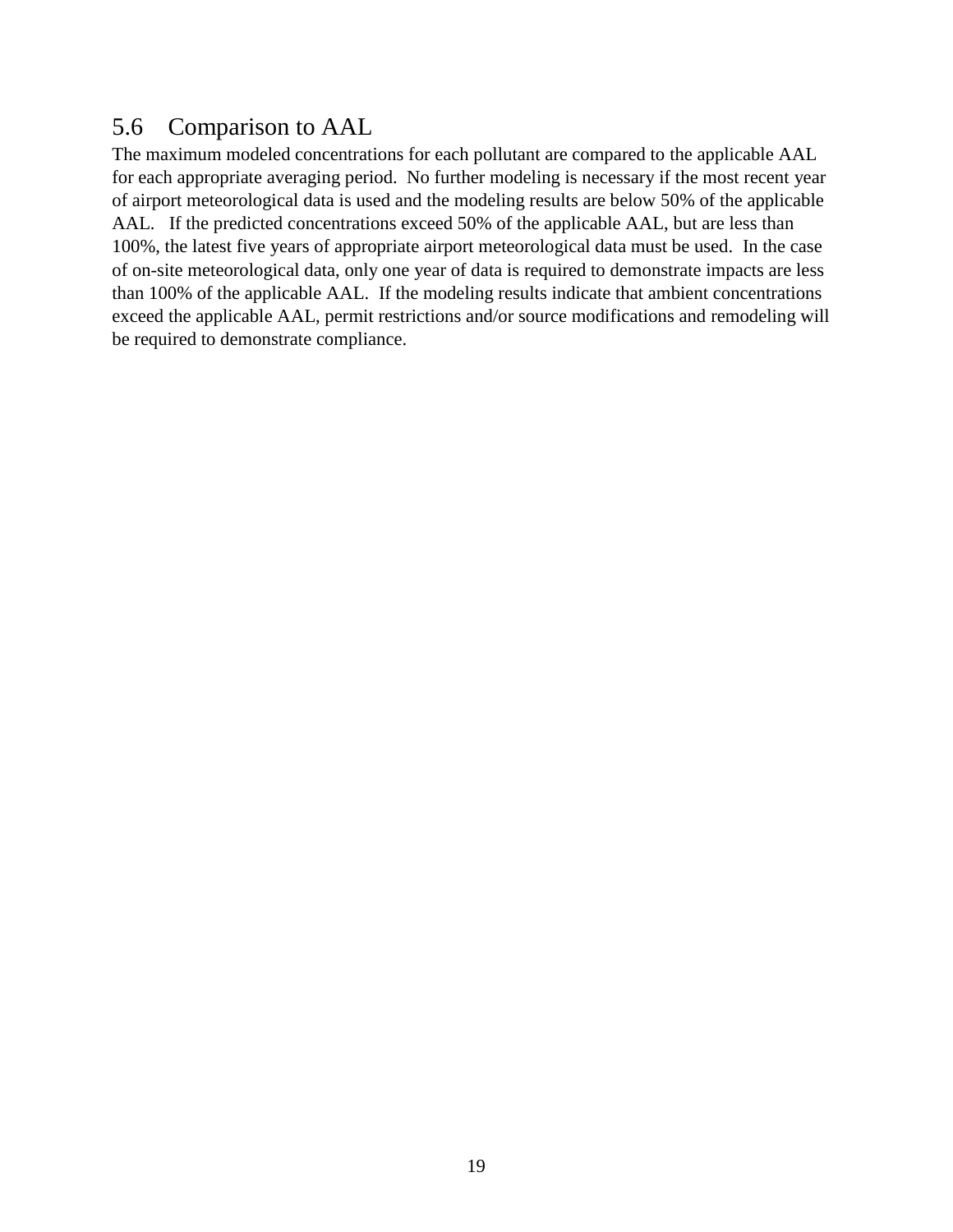## 5.6 Comparison to AAL

The maximum modeled concentrations for each pollutant are compared to the applicable AAL for each appropriate averaging period. No further modeling is necessary if the most recent year of airport meteorological data is used and the modeling results are below 50% of the applicable AAL. If the predicted concentrations exceed 50% of the applicable AAL, but are less than 100%, the latest five years of appropriate airport meteorological data must be used. In the case of on-site meteorological data, only one year of data is required to demonstrate impacts are less than 100% of the applicable AAL. If the modeling results indicate that ambient concentrations exceed the applicable AAL, permit restrictions and/or source modifications and remodeling will be required to demonstrate compliance.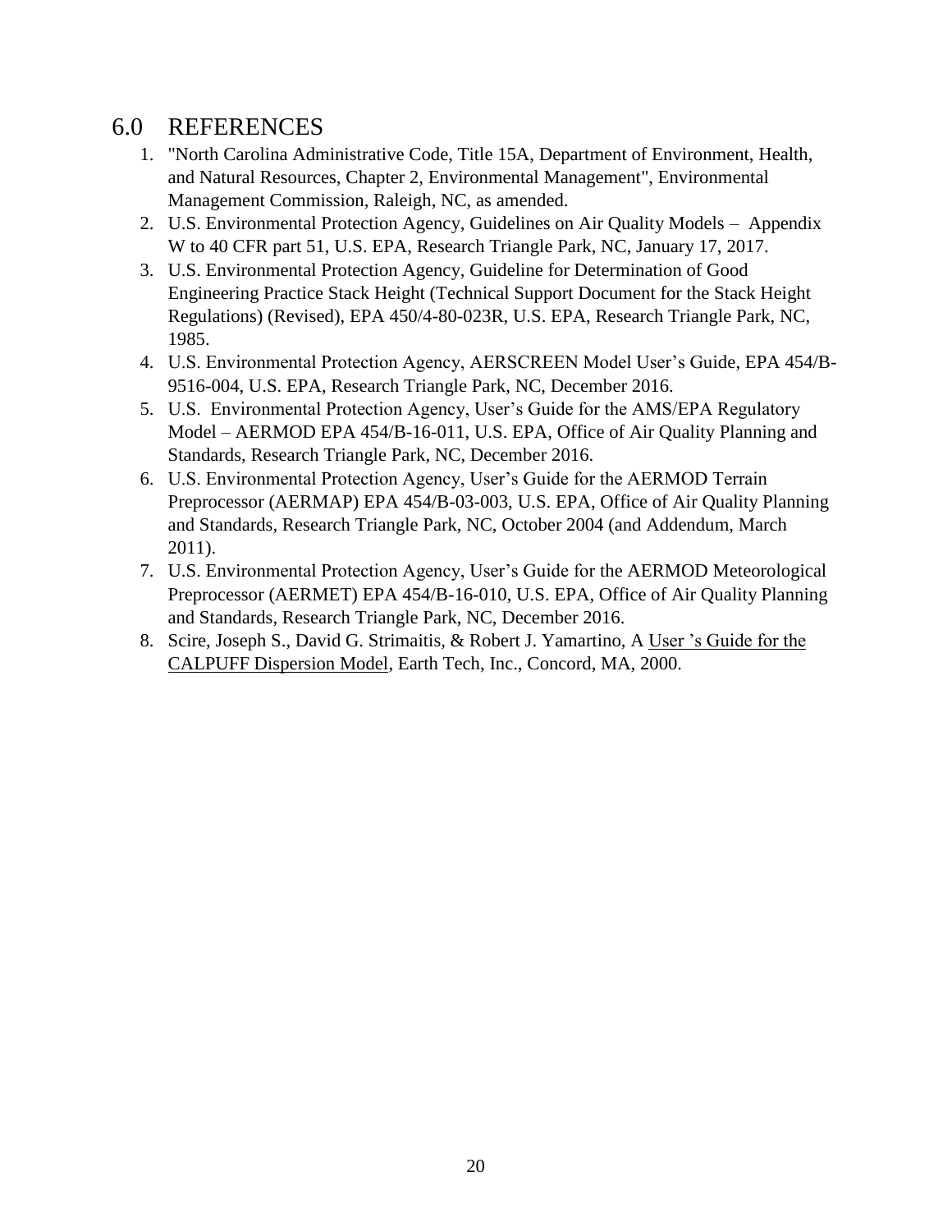# 6.0 REFERENCES

1. "North Carolina Administrative Code, Title 15A, Department of Environment, Health, and Natural Resources, Chapter 2, Environmental Management", Environmental Management Commission, Raleigh, NC, as amended.
2. U.S. Environmental Protection Agency, Guidelines on Air Quality Models – Appendix W to 40 CFR part 51, U.S. EPA, Research Triangle Park, NC, January 17, 2017.
3. U.S. Environmental Protection Agency, Guideline for Determination of Good Engineering Practice Stack Height (Technical Support Document for the Stack Height Regulations) (Revised), EPA 450/4-80-023R, U.S. EPA, Research Triangle Park, NC, 1985.
4. U.S. Environmental Protection Agency, AERSCREEN Model User's Guide, EPA 454/B-9516-004, U.S. EPA, Research Triangle Park, NC, December 2016.
5. U.S. Environmental Protection Agency, User's Guide for the AMS/EPA Regulatory Model – AERMOD EPA 454/B-16-011, U.S. EPA, Office of Air Quality Planning and Standards, Research Triangle Park, NC, December 2016.
6. U.S. Environmental Protection Agency, User's Guide for the AERMOD Terrain Preprocessor (AERMAP) EPA 454/B-03-003, U.S. EPA, Office of Air Quality Planning and Standards, Research Triangle Park, NC, October 2004 (and Addendum, March 2011).
7. U.S. Environmental Protection Agency, User's Guide for the AERMOD Meteorological Preprocessor (AERMET) EPA 454/B-16-010, U.S. EPA, Office of Air Quality Planning and Standards, Research Triangle Park, NC, December 2016.
8. Scire, Joseph S., David G. Strimaitis, & Robert J. Yamartino, A User 's Guide for the CALPUFF Dispersion Model, Earth Tech, Inc., Concord, MA, 2000.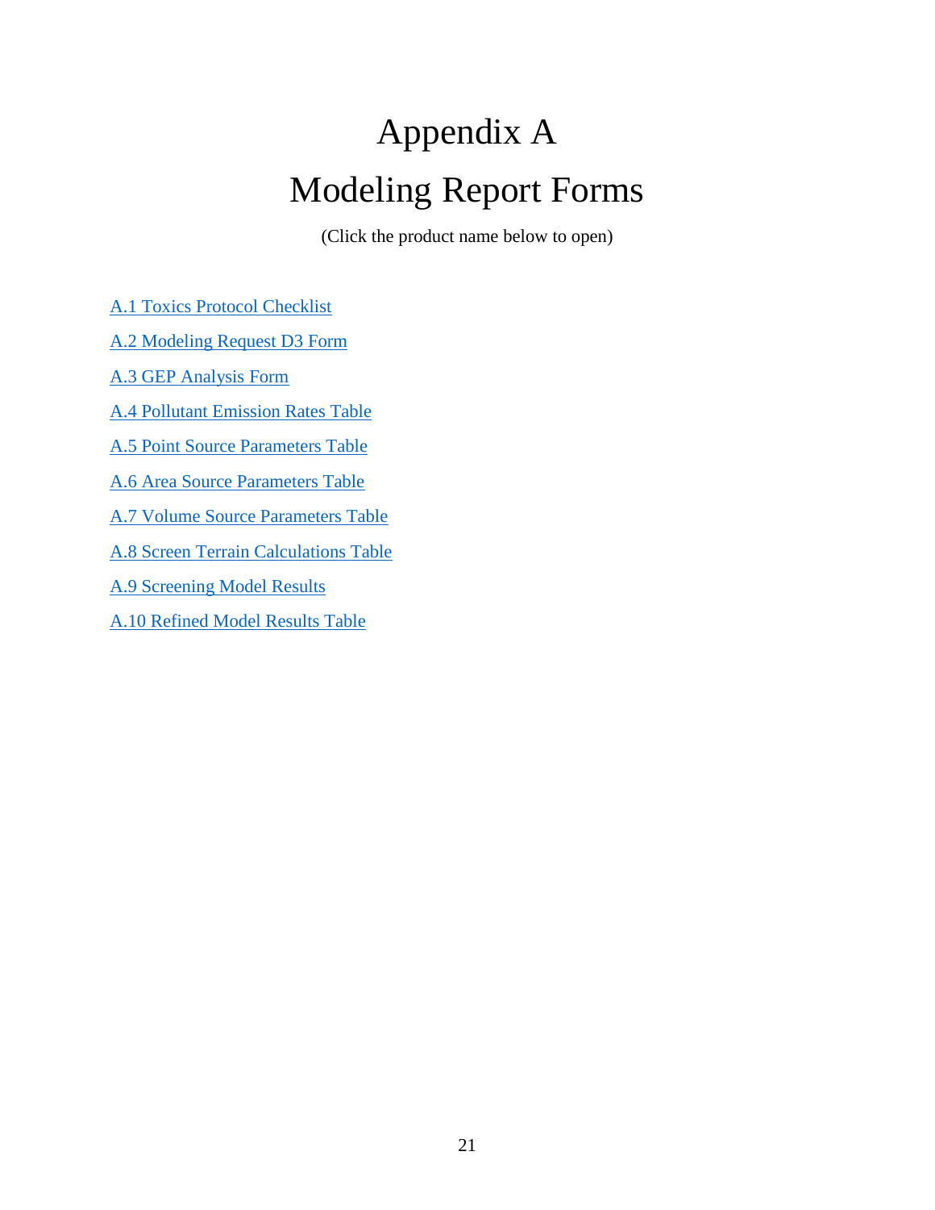# Appendix A

# Modeling Report Forms

(Click the product name below to open)

A.1 Toxics Protocol Checklist

A.2 Modeling Request D3 Form

A.3 GEP Analysis Form

A.4 Pollutant Emission Rates Table

A.5 Point Source Parameters Table

A.6 Area Source Parameters Table

A.7 Volume Source Parameters Table

A.8 Screen Terrain Calculations Table

A.9 Screening Model Results

A.10 Refined Model Results Table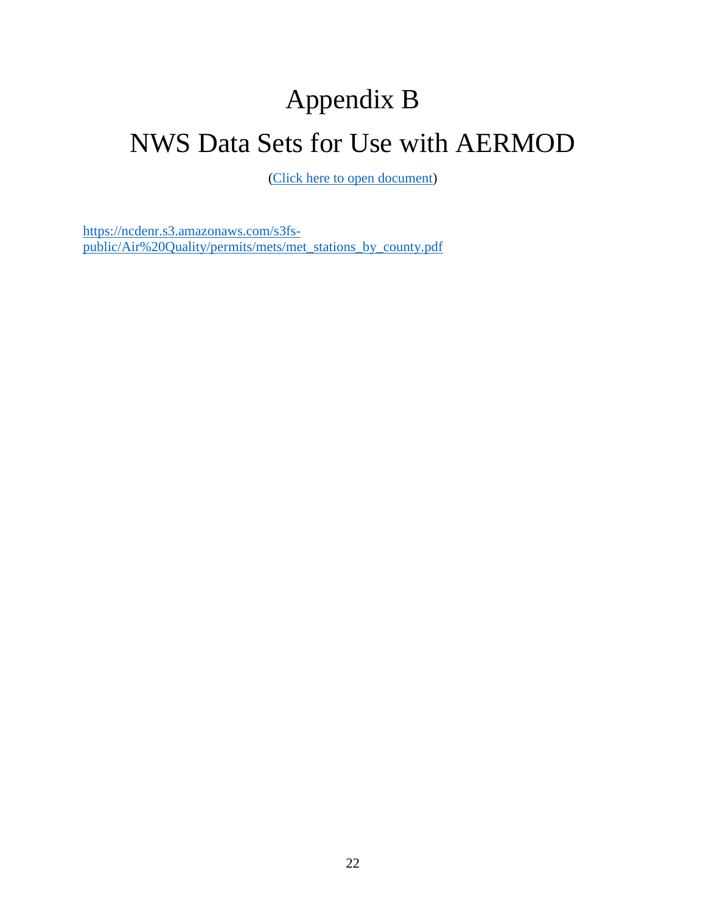# Appendix B

# NWS Data Sets for Use with AERMOD

(Click here to open document)

https://ncdenr.s3.amazonaws.com/s3fs-public/Air%20Quality/permits/mets/met_stations_by_county.pdf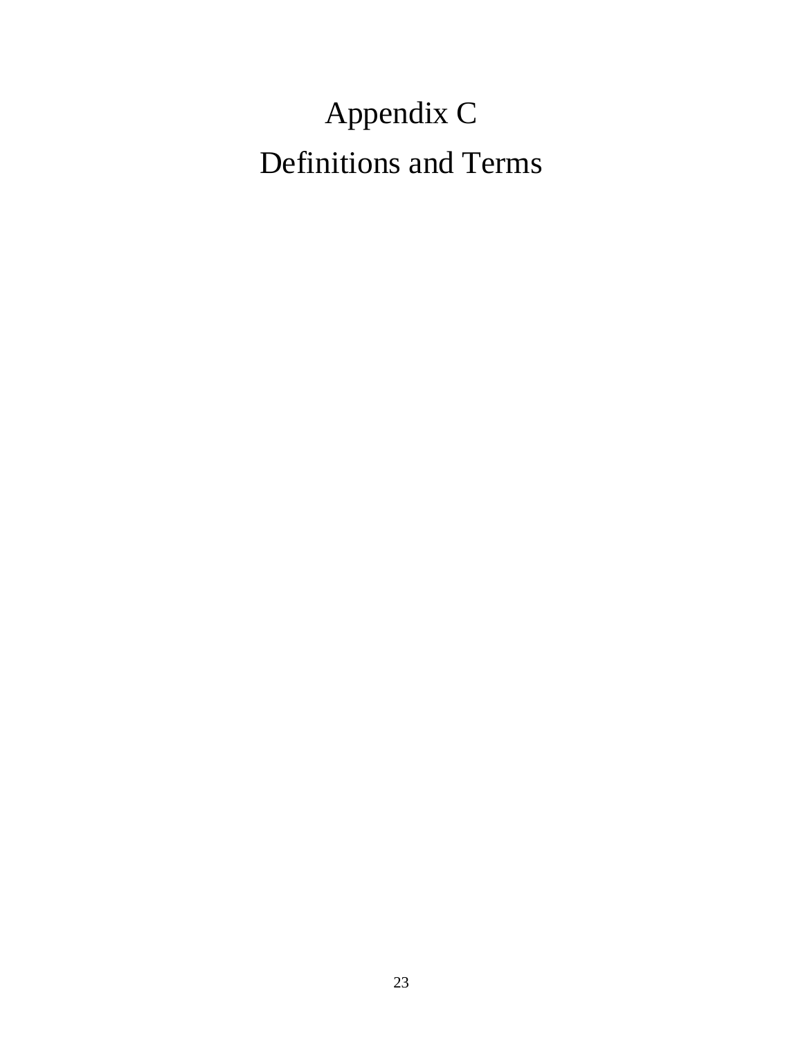# Appendix C

# Definitions and Terms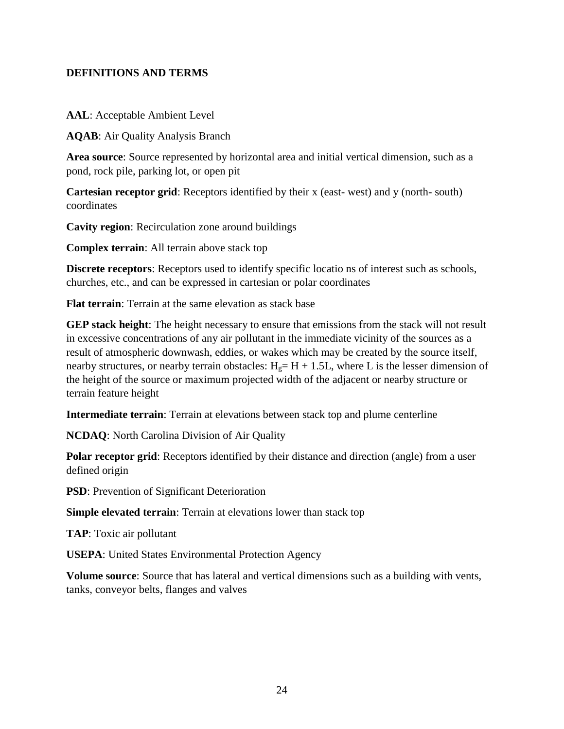# DEFINITIONS AND TERMS

**AAL**: Acceptable Ambient Level

**AQAB**: Air Quality Analysis Branch

**Area source**: Source represented by horizontal area and initial vertical dimension, such as a pond, rock pile, parking lot, or open pit

**Cartesian receptor grid**: Receptors identified by their x (east- west) and y (north- south) coordinates

**Cavity region**: Recirculation zone around buildings

**Complex terrain**: All terrain above stack top

**Discrete receptors**: Receptors used to identify specific locatio ns of interest such as schools, churches, etc., and can be expressed in cartesian or polar coordinates

**Flat terrain**: Terrain at the same elevation as stack base

**GEP stack height**: The height necessary to ensure that emissions from the stack will not result in excessive concentrations of any air pollutant in the immediate vicinity of the sources as a result of atmospheric downwash, eddies, or wakes which may be created by the source itself, nearby structures, or nearby terrain obstacles: $H_g = H + 1.5L$, where L is the lesser dimension of the height of the source or maximum projected width of the adjacent or nearby structure or terrain feature height

**Intermediate terrain**: Terrain at elevations between stack top and plume centerline

**NCDAQ**: North Carolina Division of Air Quality

**Polar receptor grid**: Receptors identified by their distance and direction (angle) from a user defined origin

**PSD**: Prevention of Significant Deterioration

**Simple elevated terrain**: Terrain at elevations lower than stack top

**TAP**: Toxic air pollutant

**USEPA**: United States Environmental Protection Agency

**Volume source**: Source that has lateral and vertical dimensions such as a building with vents, tanks, conveyor belts, flanges and valves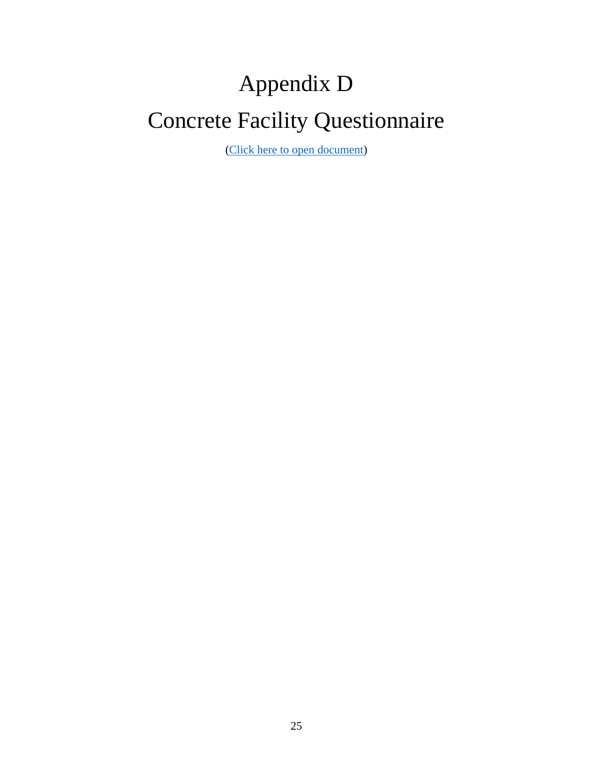# Appendix D

# Concrete Facility Questionnaire

(Click here to open document)